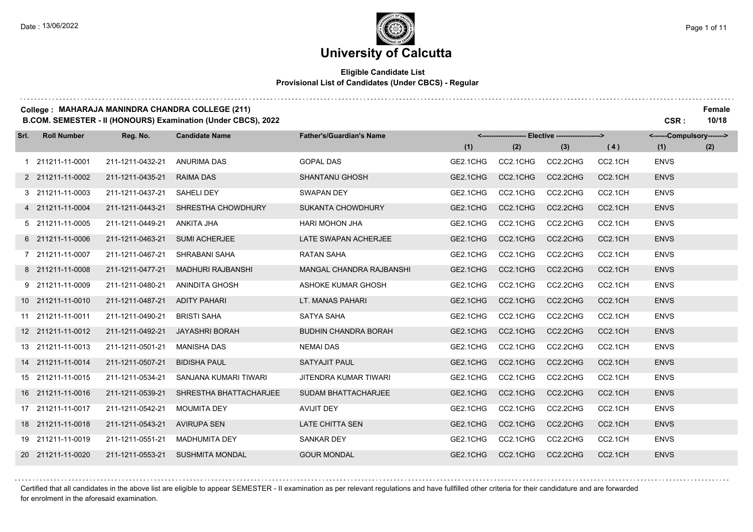# University of Calcutta

**Eligible Candidate List**
**Provisional List of Candidates (Under CBCS) - Regular**

**College : MAHARAJA MANINDRA CHANDRA COLLEGE (211)**
**B.COM. SEMESTER - II (HONOURS) Examination (Under CBCS), 2022**

**Female**
**CSR : 10/18**

| Srl. | Roll Number | Reg. No. | Candidate Name | Father's/Guardian's Name | Elective (1) | Elective (2) | Elective (3) | Elective (4) | Compulsory (1) | Compulsory (2) |
|---|---|---|---|---|---|---|---|---|---|---|
| 1 | 211211-11-0001 | 211-1211-0432-21 | ANURIMA DAS | GOPAL DAS | GE2.1CHG | CC2.1CHG | CC2.2CHG | CC2.1CH | ENVS | |
| 2 | 211211-11-0002 | 211-1211-0435-21 | RAIMA DAS | SHANTANU GHOSH | GE2.1CHG | CC2.1CHG | CC2.2CHG | CC2.1CH | ENVS | |
| 3 | 211211-11-0003 | 211-1211-0437-21 | SAHELI DEY | SWAPAN DEY | GE2.1CHG | CC2.1CHG | CC2.2CHG | CC2.1CH | ENVS | |
| 4 | 211211-11-0004 | 211-1211-0443-21 | SHRESTHA CHOWDHURY | SUKANTA CHOWDHURY | GE2.1CHG | CC2.1CHG | CC2.2CHG | CC2.1CH | ENVS | |
| 5 | 211211-11-0005 | 211-1211-0449-21 | ANKITA JHA | HARI MOHON JHA | GE2.1CHG | CC2.1CHG | CC2.2CHG | CC2.1CH | ENVS | |
| 6 | 211211-11-0006 | 211-1211-0463-21 | SUMI ACHERJEE | LATE SWAPAN ACHERJEE | GE2.1CHG | CC2.1CHG | CC2.2CHG | CC2.1CH | ENVS | |
| 7 | 211211-11-0007 | 211-1211-0467-21 | SHRABANI SAHA | RATAN SAHA | GE2.1CHG | CC2.1CHG | CC2.2CHG | CC2.1CH | ENVS | |
| 8 | 211211-11-0008 | 211-1211-0477-21 | MADHURI RAJBANSHI | MANGAL CHANDRA RAJBANSHI | GE2.1CHG | CC2.1CHG | CC2.2CHG | CC2.1CH | ENVS | |
| 9 | 211211-11-0009 | 211-1211-0480-21 | ANINDITA GHOSH | ASHOKE KUMAR GHOSH | GE2.1CHG | CC2.1CHG | CC2.2CHG | CC2.1CH | ENVS | |
| 10 | 211211-11-0010 | 211-1211-0487-21 | ADITY PAHARI | LT. MANAS PAHARI | GE2.1CHG | CC2.1CHG | CC2.2CHG | CC2.1CH | ENVS | |
| 11 | 211211-11-0011 | 211-1211-0490-21 | BRISTI SAHA | SATYA SAHA | GE2.1CHG | CC2.1CHG | CC2.2CHG | CC2.1CH | ENVS | |
| 12 | 211211-11-0012 | 211-1211-0492-21 | JAYASHRI BORAH | BUDHIN CHANDRA BORAH | GE2.1CHG | CC2.1CHG | CC2.2CHG | CC2.1CH | ENVS | |
| 13 | 211211-11-0013 | 211-1211-0501-21 | MANISHA DAS | NEMAI DAS | GE2.1CHG | CC2.1CHG | CC2.2CHG | CC2.1CH | ENVS | |
| 14 | 211211-11-0014 | 211-1211-0507-21 | BIDISHA PAUL | SATYAJIT PAUL | GE2.1CHG | CC2.1CHG | CC2.2CHG | CC2.1CH | ENVS | |
| 15 | 211211-11-0015 | 211-1211-0534-21 | SANJANA KUMARI TIWARI | JITENDRA KUMAR TIWARI | GE2.1CHG | CC2.1CHG | CC2.2CHG | CC2.1CH | ENVS | |
| 16 | 211211-11-0016 | 211-1211-0539-21 | SHRESTHA BHATTACHARJEE | SUDAM BHATTACHARJEE | GE2.1CHG | CC2.1CHG | CC2.2CHG | CC2.1CH | ENVS | |
| 17 | 211211-11-0017 | 211-1211-0542-21 | MOUMITA DEY | AVIJIT DEY | GE2.1CHG | CC2.1CHG | CC2.2CHG | CC2.1CH | ENVS | |
| 18 | 211211-11-0018 | 211-1211-0543-21 | AVIRUPA SEN | LATE CHITTA SEN | GE2.1CHG | CC2.1CHG | CC2.2CHG | CC2.1CH | ENVS | |
| 19 | 211211-11-0019 | 211-1211-0551-21 | MADHUMITA DEY | SANKAR DEY | GE2.1CHG | CC2.1CHG | CC2.2CHG | CC2.1CH | ENVS | |
| 20 | 211211-11-0020 | 211-1211-0553-21 | SUSHMITA MONDAL | GOUR MONDAL | GE2.1CHG | CC2.1CHG | CC2.2CHG | CC2.1CH | ENVS | |

Certified that all candidates in the above list are eligible to appear SEMESTER - II examination as per relevant regulations and have fullfilled other criteria for their candidature and are forwarded for enrolment in the aforesaid examination.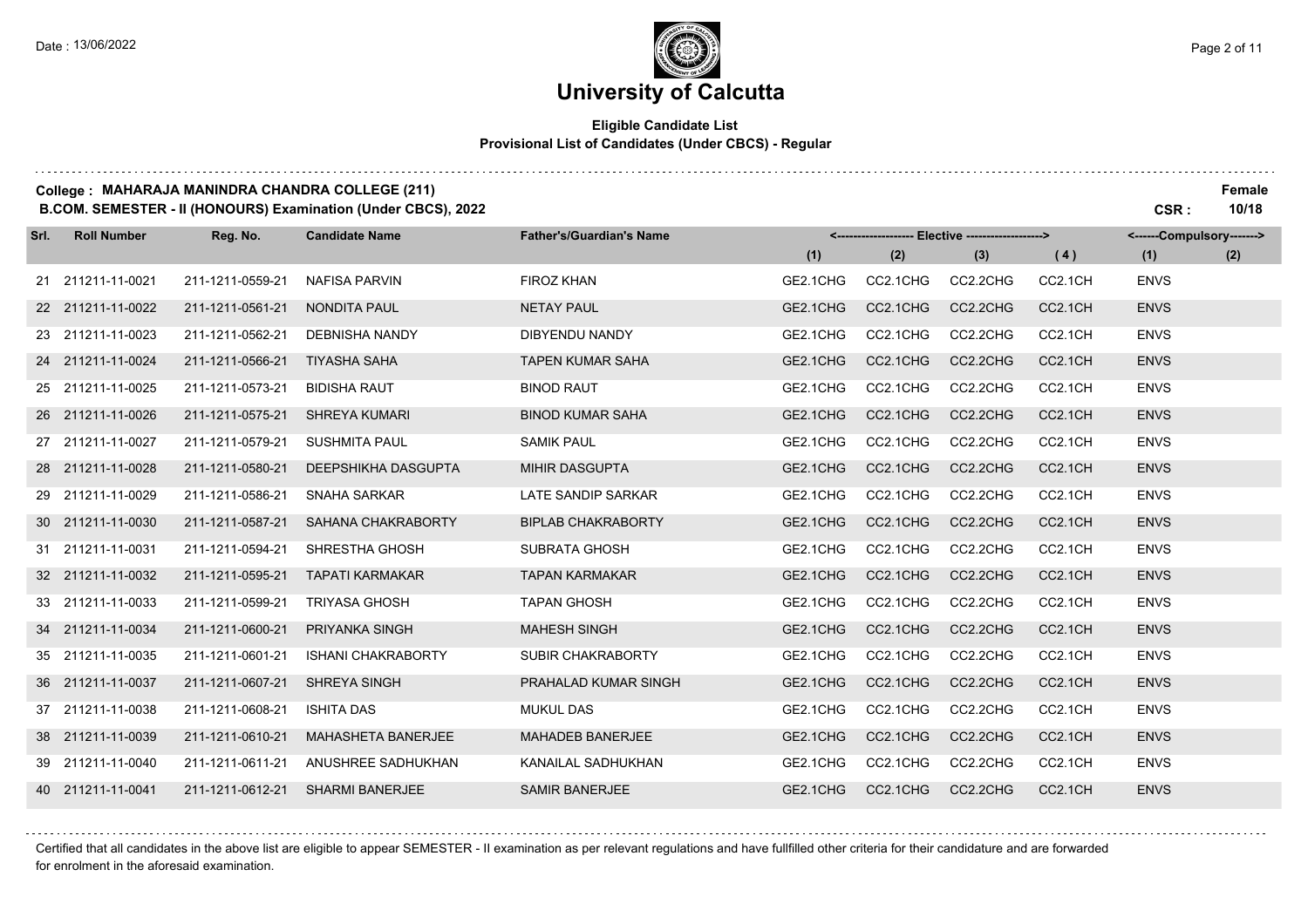# University of Calcutta

**Eligible Candidate List**
**Provisional List of Candidates (Under CBCS) - Regular**

**College : MAHARAJA MANINDRA CHANDRA COLLEGE (211)**
**B.COM. SEMESTER - II (HONOURS) Examination (Under CBCS), 2022**

**Female**
**CSR : 10/18**

| Srl. | Roll Number | Reg. No. | Candidate Name | Father's/Guardian's Name | <------------------- Elective -------------------> | | | | <------Compulsory-------> | |
|---|---|---|---|---|---|---|---|---|---|---|
| | | | | | (1) | (2) | (3) | (4) | (1) | (2) |
| 21 | 211211-11-0021 | 211-1211-0559-21 | NAFISA PARVIN | FIROZ KHAN | GE2.1CHG | CC2.1CHG | CC2.2CHG | CC2.1CH | ENVS | |
| 22 | 211211-11-0022 | 211-1211-0561-21 | NONDITA PAUL | NETAY PAUL | GE2.1CHG | CC2.1CHG | CC2.2CHG | CC2.1CH | ENVS | |
| 23 | 211211-11-0023 | 211-1211-0562-21 | DEBNISHA NANDY | DIBYENDU NANDY | GE2.1CHG | CC2.1CHG | CC2.2CHG | CC2.1CH | ENVS | |
| 24 | 211211-11-0024 | 211-1211-0566-21 | TIYASHA SAHA | TAPEN KUMAR SAHA | GE2.1CHG | CC2.1CHG | CC2.2CHG | CC2.1CH | ENVS | |
| 25 | 211211-11-0025 | 211-1211-0573-21 | BIDISHA RAUT | BINOD RAUT | GE2.1CHG | CC2.1CHG | CC2.2CHG | CC2.1CH | ENVS | |
| 26 | 211211-11-0026 | 211-1211-0575-21 | SHREYA KUMARI | BINOD KUMAR SAHA | GE2.1CHG | CC2.1CHG | CC2.2CHG | CC2.1CH | ENVS | |
| 27 | 211211-11-0027 | 211-1211-0579-21 | SUSHMITA PAUL | SAMIK PAUL | GE2.1CHG | CC2.1CHG | CC2.2CHG | CC2.1CH | ENVS | |
| 28 | 211211-11-0028 | 211-1211-0580-21 | DEEPSHIKHA DASGUPTA | MIHIR DASGUPTA | GE2.1CHG | CC2.1CHG | CC2.2CHG | CC2.1CH | ENVS | |
| 29 | 211211-11-0029 | 211-1211-0586-21 | SNAHA SARKAR | LATE SANDIP SARKAR | GE2.1CHG | CC2.1CHG | CC2.2CHG | CC2.1CH | ENVS | |
| 30 | 211211-11-0030 | 211-1211-0587-21 | SAHANA CHAKRABORTY | BIPLAB CHAKRABORTY | GE2.1CHG | CC2.1CHG | CC2.2CHG | CC2.1CH | ENVS | |
| 31 | 211211-11-0031 | 211-1211-0594-21 | SHRESTHA GHOSH | SUBRATA GHOSH | GE2.1CHG | CC2.1CHG | CC2.2CHG | CC2.1CH | ENVS | |
| 32 | 211211-11-0032 | 211-1211-0595-21 | TAPATI KARMAKAR | TAPAN KARMAKAR | GE2.1CHG | CC2.1CHG | CC2.2CHG | CC2.1CH | ENVS | |
| 33 | 211211-11-0033 | 211-1211-0599-21 | TRIYASA GHOSH | TAPAN GHOSH | GE2.1CHG | CC2.1CHG | CC2.2CHG | CC2.1CH | ENVS | |
| 34 | 211211-11-0034 | 211-1211-0600-21 | PRIYANKA SINGH | MAHESH SINGH | GE2.1CHG | CC2.1CHG | CC2.2CHG | CC2.1CH | ENVS | |
| 35 | 211211-11-0035 | 211-1211-0601-21 | ISHANI CHAKRABORTY | SUBIR CHAKRABORTY | GE2.1CHG | CC2.1CHG | CC2.2CHG | CC2.1CH | ENVS | |
| 36 | 211211-11-0037 | 211-1211-0607-21 | SHREYA SINGH | PRAHALAD KUMAR SINGH | GE2.1CHG | CC2.1CHG | CC2.2CHG | CC2.1CH | ENVS | |
| 37 | 211211-11-0038 | 211-1211-0608-21 | ISHITA DAS | MUKUL DAS | GE2.1CHG | CC2.1CHG | CC2.2CHG | CC2.1CH | ENVS | |
| 38 | 211211-11-0039 | 211-1211-0610-21 | MAHASHETA BANERJEE | MAHADEB BANERJEE | GE2.1CHG | CC2.1CHG | CC2.2CHG | CC2.1CH | ENVS | |
| 39 | 211211-11-0040 | 211-1211-0611-21 | ANUSHREE SADHUKHAN | KANAILAL SADHUKHAN | GE2.1CHG | CC2.1CHG | CC2.2CHG | CC2.1CH | ENVS | |
| 40 | 211211-11-0041 | 211-1211-0612-21 | SHARMI BANERJEE | SAMIR BANERJEE | GE2.1CHG | CC2.1CHG | CC2.2CHG | CC2.1CH | ENVS | |

Certified that all candidates in the above list are eligible to appear SEMESTER - II examination as per relevant regulations and have fullfilled other criteria for their candidature and are forwarded for enrolment in the aforesaid examination.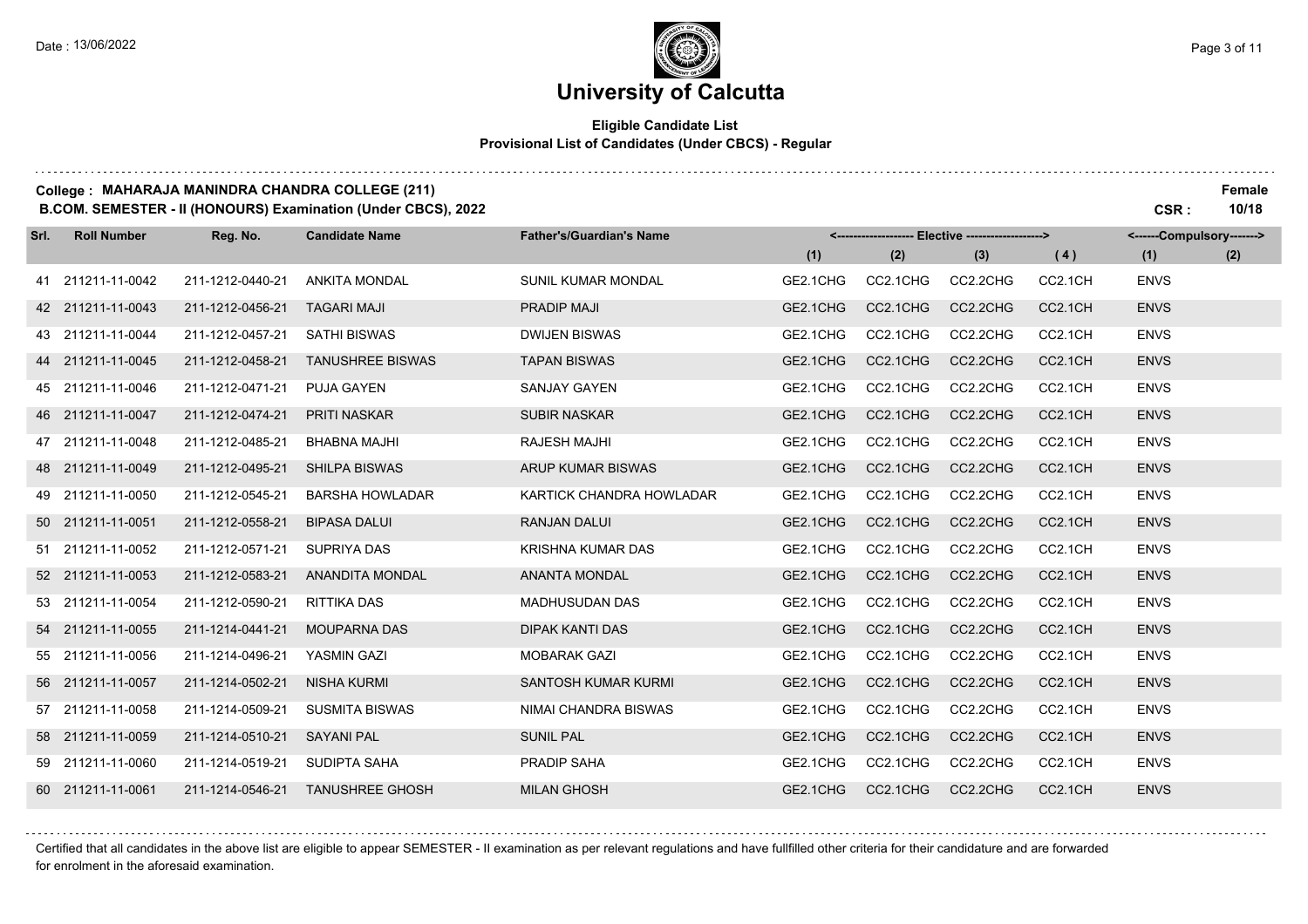# University of Calcutta

**Eligible Candidate List**
**Provisional List of Candidates (Under CBCS) - Regular**

**College : MAHARAJA MANINDRA CHANDRA COLLEGE (211)**
**B.COM. SEMESTER - II (HONOURS) Examination (Under CBCS), 2022**

**Female**
**CSR : 10/18**

| Srl. | Roll Number | Reg. No. | Candidate Name | Father's/Guardian's Name | Elective (1) | Elective (2) | Elective (3) | Elective (4) | Compulsory (1) | Compulsory (2) |
|---|---|---|---|---|---|---|---|---|---|---|
| 41 | 211211-11-0042 | 211-1212-0440-21 | ANKITA MONDAL | SUNIL KUMAR MONDAL | GE2.1CHG | CC2.1CHG | CC2.2CHG | CC2.1CH | ENVS | |
| 42 | 211211-11-0043 | 211-1212-0456-21 | TAGARI MAJI | PRADIP MAJI | GE2.1CHG | CC2.1CHG | CC2.2CHG | CC2.1CH | ENVS | |
| 43 | 211211-11-0044 | 211-1212-0457-21 | SATHI BISWAS | DWIJEN BISWAS | GE2.1CHG | CC2.1CHG | CC2.2CHG | CC2.1CH | ENVS | |
| 44 | 211211-11-0045 | 211-1212-0458-21 | TANUSHREE BISWAS | TAPAN BISWAS | GE2.1CHG | CC2.1CHG | CC2.2CHG | CC2.1CH | ENVS | |
| 45 | 211211-11-0046 | 211-1212-0471-21 | PUJA GAYEN | SANJAY GAYEN | GE2.1CHG | CC2.1CHG | CC2.2CHG | CC2.1CH | ENVS | |
| 46 | 211211-11-0047 | 211-1212-0474-21 | PRITI NASKAR | SUBIR NASKAR | GE2.1CHG | CC2.1CHG | CC2.2CHG | CC2.1CH | ENVS | |
| 47 | 211211-11-0048 | 211-1212-0485-21 | BHABNA MAJHI | RAJESH MAJHI | GE2.1CHG | CC2.1CHG | CC2.2CHG | CC2.1CH | ENVS | |
| 48 | 211211-11-0049 | 211-1212-0495-21 | SHILPA BISWAS | ARUP KUMAR BISWAS | GE2.1CHG | CC2.1CHG | CC2.2CHG | CC2.1CH | ENVS | |
| 49 | 211211-11-0050 | 211-1212-0545-21 | BARSHA HOWLADAR | KARTICK CHANDRA HOWLADAR | GE2.1CHG | CC2.1CHG | CC2.2CHG | CC2.1CH | ENVS | |
| 50 | 211211-11-0051 | 211-1212-0558-21 | BIPASA DALUI | RANJAN DALUI | GE2.1CHG | CC2.1CHG | CC2.2CHG | CC2.1CH | ENVS | |
| 51 | 211211-11-0052 | 211-1212-0571-21 | SUPRIYA DAS | KRISHNA KUMAR DAS | GE2.1CHG | CC2.1CHG | CC2.2CHG | CC2.1CH | ENVS | |
| 52 | 211211-11-0053 | 211-1212-0583-21 | ANANDITA MONDAL | ANANTA MONDAL | GE2.1CHG | CC2.1CHG | CC2.2CHG | CC2.1CH | ENVS | |
| 53 | 211211-11-0054 | 211-1212-0590-21 | RITTIKA DAS | MADHUSUDAN DAS | GE2.1CHG | CC2.1CHG | CC2.2CHG | CC2.1CH | ENVS | |
| 54 | 211211-11-0055 | 211-1214-0441-21 | MOUPARNA DAS | DIPAK KANTI DAS | GE2.1CHG | CC2.1CHG | CC2.2CHG | CC2.1CH | ENVS | |
| 55 | 211211-11-0056 | 211-1214-0496-21 | YASMIN GAZI | MOBARAK GAZI | GE2.1CHG | CC2.1CHG | CC2.2CHG | CC2.1CH | ENVS | |
| 56 | 211211-11-0057 | 211-1214-0502-21 | NISHA KURMI | SANTOSH KUMAR KURMI | GE2.1CHG | CC2.1CHG | CC2.2CHG | CC2.1CH | ENVS | |
| 57 | 211211-11-0058 | 211-1214-0509-21 | SUSMITA BISWAS | NIMAI CHANDRA BISWAS | GE2.1CHG | CC2.1CHG | CC2.2CHG | CC2.1CH | ENVS | |
| 58 | 211211-11-0059 | 211-1214-0510-21 | SAYANI PAL | SUNIL PAL | GE2.1CHG | CC2.1CHG | CC2.2CHG | CC2.1CH | ENVS | |
| 59 | 211211-11-0060 | 211-1214-0519-21 | SUDIPTA SAHA | PRADIP SAHA | GE2.1CHG | CC2.1CHG | CC2.2CHG | CC2.1CH | ENVS | |
| 60 | 211211-11-0061 | 211-1214-0546-21 | TANUSHREE GHOSH | MILAN GHOSH | GE2.1CHG | CC2.1CHG | CC2.2CHG | CC2.1CH | ENVS | |

Certified that all candidates in the above list are eligible to appear SEMESTER - II examination as per relevant regulations and have fullfilled other criteria for their candidature and are forwarded for enrolment in the aforesaid examination.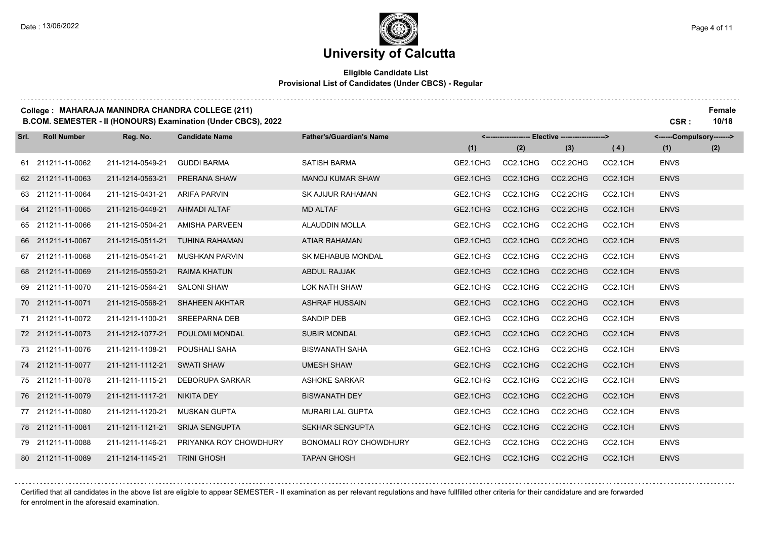# University of Calcutta

**Eligible Candidate List**
**Provisional List of Candidates (Under CBCS) - Regular**

**College : MAHARAJA MANINDRA CHANDRA COLLEGE (211)** **Female**
**B.COM. SEMESTER - II (HONOURS) Examination (Under CBCS), 2022** **CSR : 10/18**

| Srl. | Roll Number | Reg. No. | Candidate Name | Father's/Guardian's Name | Elective (1) | Elective (2) | Elective (3) | Elective (4) | Compulsory (1) | Compulsory (2) |
|---|---|---|---|---|---|---|---|---|---|---|
| 61 | 211211-11-0062 | 211-1214-0549-21 | GUDDI BARMA | SATISH BARMA | GE2.1CHG | CC2.1CHG | CC2.2CHG | CC2.1CH | ENVS | |
| 62 | 211211-11-0063 | 211-1214-0563-21 | PRERANA SHAW | MANOJ KUMAR SHAW | GE2.1CHG | CC2.1CHG | CC2.2CHG | CC2.1CH | ENVS | |
| 63 | 211211-11-0064 | 211-1215-0431-21 | ARIFA PARVIN | SK AJIJUR RAHAMAN | GE2.1CHG | CC2.1CHG | CC2.2CHG | CC2.1CH | ENVS | |
| 64 | 211211-11-0065 | 211-1215-0448-21 | AHMADI ALTAF | MD ALTAF | GE2.1CHG | CC2.1CHG | CC2.2CHG | CC2.1CH | ENVS | |
| 65 | 211211-11-0066 | 211-1215-0504-21 | AMISHA PARVEEN | ALAUDDIN MOLLA | GE2.1CHG | CC2.1CHG | CC2.2CHG | CC2.1CH | ENVS | |
| 66 | 211211-11-0067 | 211-1215-0511-21 | TUHINA RAHAMAN | ATIAR RAHAMAN | GE2.1CHG | CC2.1CHG | CC2.2CHG | CC2.1CH | ENVS | |
| 67 | 211211-11-0068 | 211-1215-0541-21 | MUSHKAN PARVIN | SK MEHABUB MONDAL | GE2.1CHG | CC2.1CHG | CC2.2CHG | CC2.1CH | ENVS | |
| 68 | 211211-11-0069 | 211-1215-0550-21 | RAIMA KHATUN | ABDUL RAJJAK | GE2.1CHG | CC2.1CHG | CC2.2CHG | CC2.1CH | ENVS | |
| 69 | 211211-11-0070 | 211-1215-0564-21 | SALONI SHAW | LOK NATH SHAW | GE2.1CHG | CC2.1CHG | CC2.2CHG | CC2.1CH | ENVS | |
| 70 | 211211-11-0071 | 211-1215-0568-21 | SHAHEEN AKHTAR | ASHRAF HUSSAIN | GE2.1CHG | CC2.1CHG | CC2.2CHG | CC2.1CH | ENVS | |
| 71 | 211211-11-0072 | 211-1211-1100-21 | SREEPARNA DEB | SANDIP DEB | GE2.1CHG | CC2.1CHG | CC2.2CHG | CC2.1CH | ENVS | |
| 72 | 211211-11-0073 | 211-1212-1077-21 | POULOMI MONDAL | SUBIR MONDAL | GE2.1CHG | CC2.1CHG | CC2.2CHG | CC2.1CH | ENVS | |
| 73 | 211211-11-0076 | 211-1211-1108-21 | POUSHALI SAHA | BISWANATH SAHA | GE2.1CHG | CC2.1CHG | CC2.2CHG | CC2.1CH | ENVS | |
| 74 | 211211-11-0077 | 211-1211-1112-21 | SWATI SHAW | UMESH SHAW | GE2.1CHG | CC2.1CHG | CC2.2CHG | CC2.1CH | ENVS | |
| 75 | 211211-11-0078 | 211-1211-1115-21 | DEBORUPA SARKAR | ASHOKE SARKAR | GE2.1CHG | CC2.1CHG | CC2.2CHG | CC2.1CH | ENVS | |
| 76 | 211211-11-0079 | 211-1211-1117-21 | NIKITA DEY | BISWANATH DEY | GE2.1CHG | CC2.1CHG | CC2.2CHG | CC2.1CH | ENVS | |
| 77 | 211211-11-0080 | 211-1211-1120-21 | MUSKAN GUPTA | MURARI LAL GUPTA | GE2.1CHG | CC2.1CHG | CC2.2CHG | CC2.1CH | ENVS | |
| 78 | 211211-11-0081 | 211-1211-1121-21 | SRIJA SENGUPTA | SEKHAR SENGUPTA | GE2.1CHG | CC2.1CHG | CC2.2CHG | CC2.1CH | ENVS | |
| 79 | 211211-11-0088 | 211-1211-1146-21 | PRIYANKA ROY CHOWDHURY | BONOMALI ROY CHOWDHURY | GE2.1CHG | CC2.1CHG | CC2.2CHG | CC2.1CH | ENVS | |
| 80 | 211211-11-0089 | 211-1214-1145-21 | TRINI GHOSH | TAPAN GHOSH | GE2.1CHG | CC2.1CHG | CC2.2CHG | CC2.1CH | ENVS | |

Certified that all candidates in the above list are eligible to appear SEMESTER - II examination as per relevant regulations and have fullfilled other criteria for their candidature and are forwarded for enrolment in the aforesaid examination.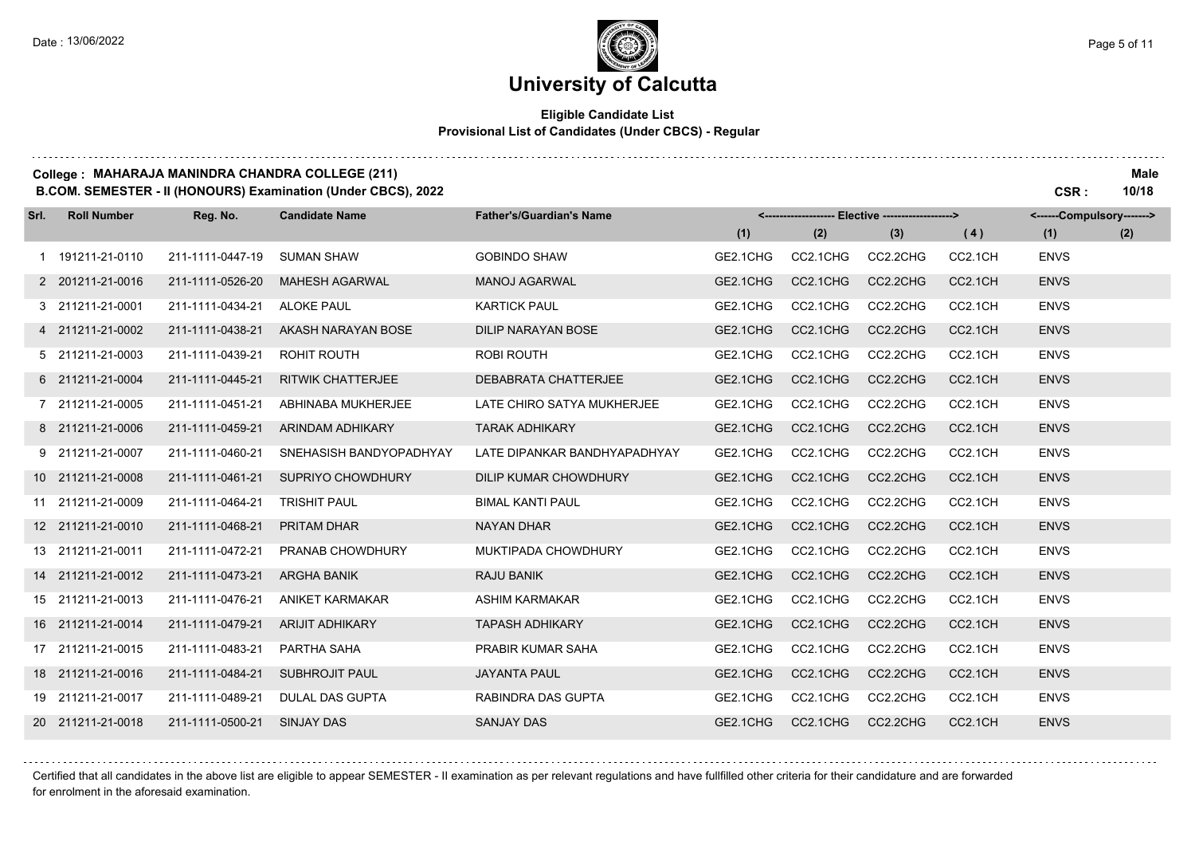# University of Calcutta

**Eligible Candidate List**
**Provisional List of Candidates (Under CBCS) - Regular**

**College : MAHARAJA MANINDRA CHANDRA COLLEGE (211)** — **Male**

**B.COM. SEMESTER - II (HONOURS) Examination (Under CBCS), 2022** — **CSR : 10/18**

| Srl. | Roll Number | Reg. No. | Candidate Name | Father's/Guardian's Name | Elective (1) | Elective (2) | Elective (3) | Elective (4) | Compulsory (1) | Compulsory (2) |
|---|---|---|---|---|---|---|---|---|---|---|
| 1 | 191211-21-0110 | 211-1111-0447-19 | SUMAN SHAW | GOBINDO SHAW | GE2.1CHG | CC2.1CHG | CC2.2CHG | CC2.1CH | ENVS | |
| 2 | 201211-21-0016 | 211-1111-0526-20 | MAHESH AGARWAL | MANOJ AGARWAL | GE2.1CHG | CC2.1CHG | CC2.2CHG | CC2.1CH | ENVS | |
| 3 | 211211-21-0001 | 211-1111-0434-21 | ALOKE PAUL | KARTICK PAUL | GE2.1CHG | CC2.1CHG | CC2.2CHG | CC2.1CH | ENVS | |
| 4 | 211211-21-0002 | 211-1111-0438-21 | AKASH NARAYAN BOSE | DILIP NARAYAN BOSE | GE2.1CHG | CC2.1CHG | CC2.2CHG | CC2.1CH | ENVS | |
| 5 | 211211-21-0003 | 211-1111-0439-21 | ROHIT ROUTH | ROBI ROUTH | GE2.1CHG | CC2.1CHG | CC2.2CHG | CC2.1CH | ENVS | |
| 6 | 211211-21-0004 | 211-1111-0445-21 | RITWIK CHATTERJEE | DEBABRATA CHATTERJEE | GE2.1CHG | CC2.1CHG | CC2.2CHG | CC2.1CH | ENVS | |
| 7 | 211211-21-0005 | 211-1111-0451-21 | ABHINABA MUKHERJEE | LATE CHIRO SATYA MUKHERJEE | GE2.1CHG | CC2.1CHG | CC2.2CHG | CC2.1CH | ENVS | |
| 8 | 211211-21-0006 | 211-1111-0459-21 | ARINDAM ADHIKARY | TARAK ADHIKARY | GE2.1CHG | CC2.1CHG | CC2.2CHG | CC2.1CH | ENVS | |
| 9 | 211211-21-0007 | 211-1111-0460-21 | SNEHASISH BANDYOPADHYAY | LATE DIPANKAR BANDHYAPADHYAY | GE2.1CHG | CC2.1CHG | CC2.2CHG | CC2.1CH | ENVS | |
| 10 | 211211-21-0008 | 211-1111-0461-21 | SUPRIYO CHOWDHURY | DILIP KUMAR CHOWDHURY | GE2.1CHG | CC2.1CHG | CC2.2CHG | CC2.1CH | ENVS | |
| 11 | 211211-21-0009 | 211-1111-0464-21 | TRISHIT PAUL | BIMAL KANTI PAUL | GE2.1CHG | CC2.1CHG | CC2.2CHG | CC2.1CH | ENVS | |
| 12 | 211211-21-0010 | 211-1111-0468-21 | PRITAM DHAR | NAYAN DHAR | GE2.1CHG | CC2.1CHG | CC2.2CHG | CC2.1CH | ENVS | |
| 13 | 211211-21-0011 | 211-1111-0472-21 | PRANAB CHOWDHURY | MUKTIPADA CHOWDHURY | GE2.1CHG | CC2.1CHG | CC2.2CHG | CC2.1CH | ENVS | |
| 14 | 211211-21-0012 | 211-1111-0473-21 | ARGHA BANIK | RAJU BANIK | GE2.1CHG | CC2.1CHG | CC2.2CHG | CC2.1CH | ENVS | |
| 15 | 211211-21-0013 | 211-1111-0476-21 | ANIKET KARMAKAR | ASHIM KARMAKAR | GE2.1CHG | CC2.1CHG | CC2.2CHG | CC2.1CH | ENVS | |
| 16 | 211211-21-0014 | 211-1111-0479-21 | ARIJIT ADHIKARY | TAPASH ADHIKARY | GE2.1CHG | CC2.1CHG | CC2.2CHG | CC2.1CH | ENVS | |
| 17 | 211211-21-0015 | 211-1111-0483-21 | PARTHA SAHA | PRABIR KUMAR SAHA | GE2.1CHG | CC2.1CHG | CC2.2CHG | CC2.1CH | ENVS | |
| 18 | 211211-21-0016 | 211-1111-0484-21 | SUBHROJIT PAUL | JAYANTA PAUL | GE2.1CHG | CC2.1CHG | CC2.2CHG | CC2.1CH | ENVS | |
| 19 | 211211-21-0017 | 211-1111-0489-21 | DULAL DAS GUPTA | RABINDRA DAS GUPTA | GE2.1CHG | CC2.1CHG | CC2.2CHG | CC2.1CH | ENVS | |
| 20 | 211211-21-0018 | 211-1111-0500-21 | SINJAY DAS | SANJAY DAS | GE2.1CHG | CC2.1CHG | CC2.2CHG | CC2.1CH | ENVS | |

Certified that all candidates in the above list are eligible to appear SEMESTER - II examination as per relevant regulations and have fullfilled other criteria for their candidature and are forwarded for enrolment in the aforesaid examination.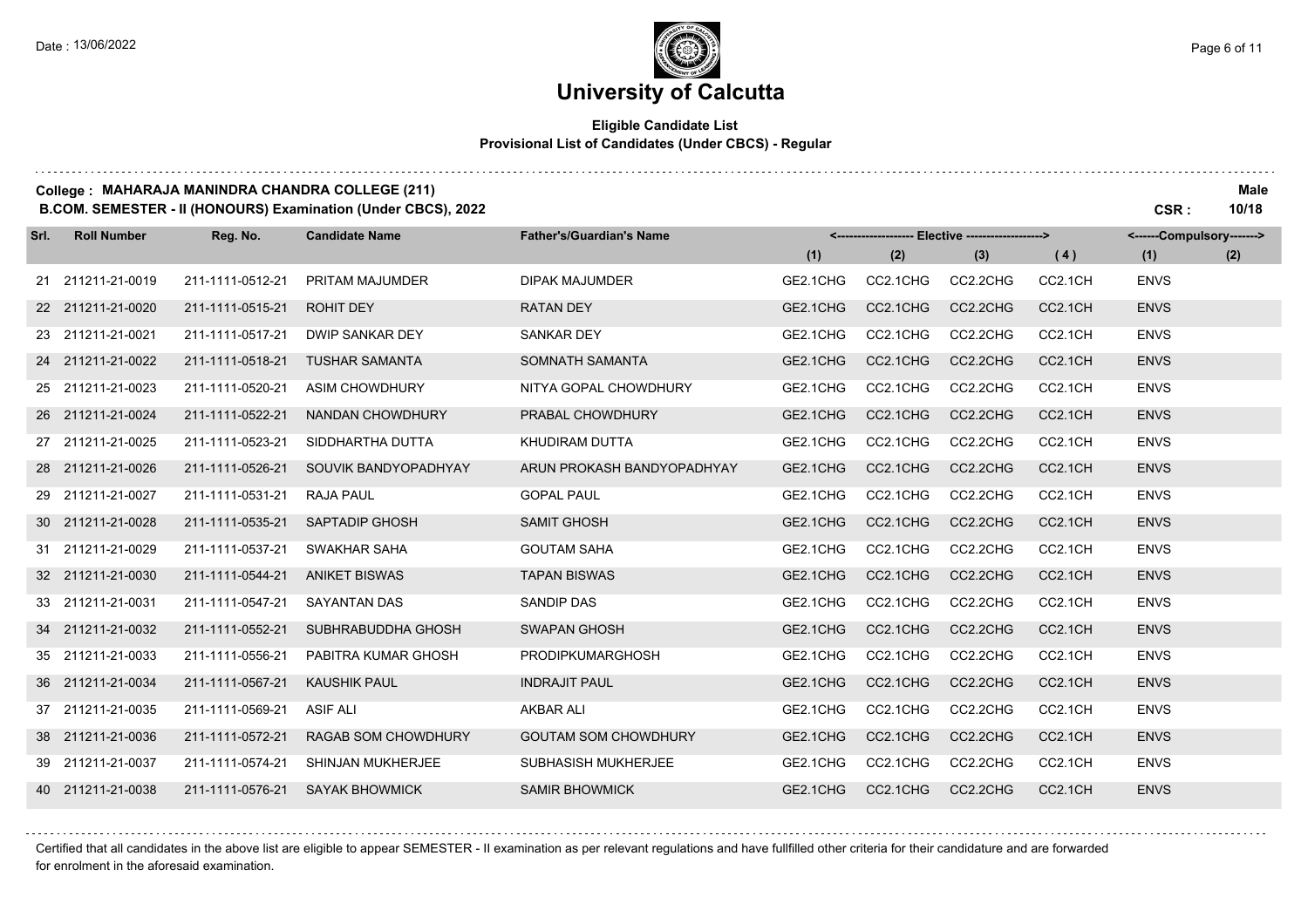# University of Calcutta

**Eligible Candidate List**
**Provisional List of Candidates (Under CBCS) - Regular**

**College : MAHARAJA MANINDRA CHANDRA COLLEGE (211)** — **Male**

**B.COM. SEMESTER - II (HONOURS) Examination (Under CBCS), 2022** — **CSR : 10/18**

| Srl. | Roll Number | Reg. No. | Candidate Name | Father's/Guardian's Name | Elective (1) | Elective (2) | Elective (3) | Elective (4) | Compulsory (1) | Compulsory (2) |
|---|---|---|---|---|---|---|---|---|---|---|
| 21 | 211211-21-0019 | 211-1111-0512-21 | PRITAM MAJUMDER | DIPAK MAJUMDER | GE2.1CHG | CC2.1CHG | CC2.2CHG | CC2.1CH | ENVS | |
| 22 | 211211-21-0020 | 211-1111-0515-21 | ROHIT DEY | RATAN DEY | GE2.1CHG | CC2.1CHG | CC2.2CHG | CC2.1CH | ENVS | |
| 23 | 211211-21-0021 | 211-1111-0517-21 | DWIP SANKAR DEY | SANKAR DEY | GE2.1CHG | CC2.1CHG | CC2.2CHG | CC2.1CH | ENVS | |
| 24 | 211211-21-0022 | 211-1111-0518-21 | TUSHAR SAMANTA | SOMNATH SAMANTA | GE2.1CHG | CC2.1CHG | CC2.2CHG | CC2.1CH | ENVS | |
| 25 | 211211-21-0023 | 211-1111-0520-21 | ASIM CHOWDHURY | NITYA GOPAL CHOWDHURY | GE2.1CHG | CC2.1CHG | CC2.2CHG | CC2.1CH | ENVS | |
| 26 | 211211-21-0024 | 211-1111-0522-21 | NANDAN CHOWDHURY | PRABAL CHOWDHURY | GE2.1CHG | CC2.1CHG | CC2.2CHG | CC2.1CH | ENVS | |
| 27 | 211211-21-0025 | 211-1111-0523-21 | SIDDHARTHA DUTTA | KHUDIRAM DUTTA | GE2.1CHG | CC2.1CHG | CC2.2CHG | CC2.1CH | ENVS | |
| 28 | 211211-21-0026 | 211-1111-0526-21 | SOUVIK BANDYOPADHYAY | ARUN PROKASH BANDYOPADHYAY | GE2.1CHG | CC2.1CHG | CC2.2CHG | CC2.1CH | ENVS | |
| 29 | 211211-21-0027 | 211-1111-0531-21 | RAJA PAUL | GOPAL PAUL | GE2.1CHG | CC2.1CHG | CC2.2CHG | CC2.1CH | ENVS | |
| 30 | 211211-21-0028 | 211-1111-0535-21 | SAPTADIP GHOSH | SAMIT GHOSH | GE2.1CHG | CC2.1CHG | CC2.2CHG | CC2.1CH | ENVS | |
| 31 | 211211-21-0029 | 211-1111-0537-21 | SWAKHAR SAHA | GOUTAM SAHA | GE2.1CHG | CC2.1CHG | CC2.2CHG | CC2.1CH | ENVS | |
| 32 | 211211-21-0030 | 211-1111-0544-21 | ANIKET BISWAS | TAPAN BISWAS | GE2.1CHG | CC2.1CHG | CC2.2CHG | CC2.1CH | ENVS | |
| 33 | 211211-21-0031 | 211-1111-0547-21 | SAYANTAN DAS | SANDIP DAS | GE2.1CHG | CC2.1CHG | CC2.2CHG | CC2.1CH | ENVS | |
| 34 | 211211-21-0032 | 211-1111-0552-21 | SUBHRABUDDHA GHOSH | SWAPAN GHOSH | GE2.1CHG | CC2.1CHG | CC2.2CHG | CC2.1CH | ENVS | |
| 35 | 211211-21-0033 | 211-1111-0556-21 | PABITRA KUMAR GHOSH | PRODIPKUMARGHOSH | GE2.1CHG | CC2.1CHG | CC2.2CHG | CC2.1CH | ENVS | |
| 36 | 211211-21-0034 | 211-1111-0567-21 | KAUSHIK PAUL | INDRAJIT PAUL | GE2.1CHG | CC2.1CHG | CC2.2CHG | CC2.1CH | ENVS | |
| 37 | 211211-21-0035 | 211-1111-0569-21 | ASIF ALI | AKBAR ALI | GE2.1CHG | CC2.1CHG | CC2.2CHG | CC2.1CH | ENVS | |
| 38 | 211211-21-0036 | 211-1111-0572-21 | RAGAB SOM CHOWDHURY | GOUTAM SOM CHOWDHURY | GE2.1CHG | CC2.1CHG | CC2.2CHG | CC2.1CH | ENVS | |
| 39 | 211211-21-0037 | 211-1111-0574-21 | SHINJAN MUKHERJEE | SUBHASISH MUKHERJEE | GE2.1CHG | CC2.1CHG | CC2.2CHG | CC2.1CH | ENVS | |
| 40 | 211211-21-0038 | 211-1111-0576-21 | SAYAK BHOWMICK | SAMIR BHOWMICK | GE2.1CHG | CC2.1CHG | CC2.2CHG | CC2.1CH | ENVS | |

Certified that all candidates in the above list are eligible to appear SEMESTER - II examination as per relevant regulations and have fullfilled other criteria for their candidature and are forwarded for enrolment in the aforesaid examination.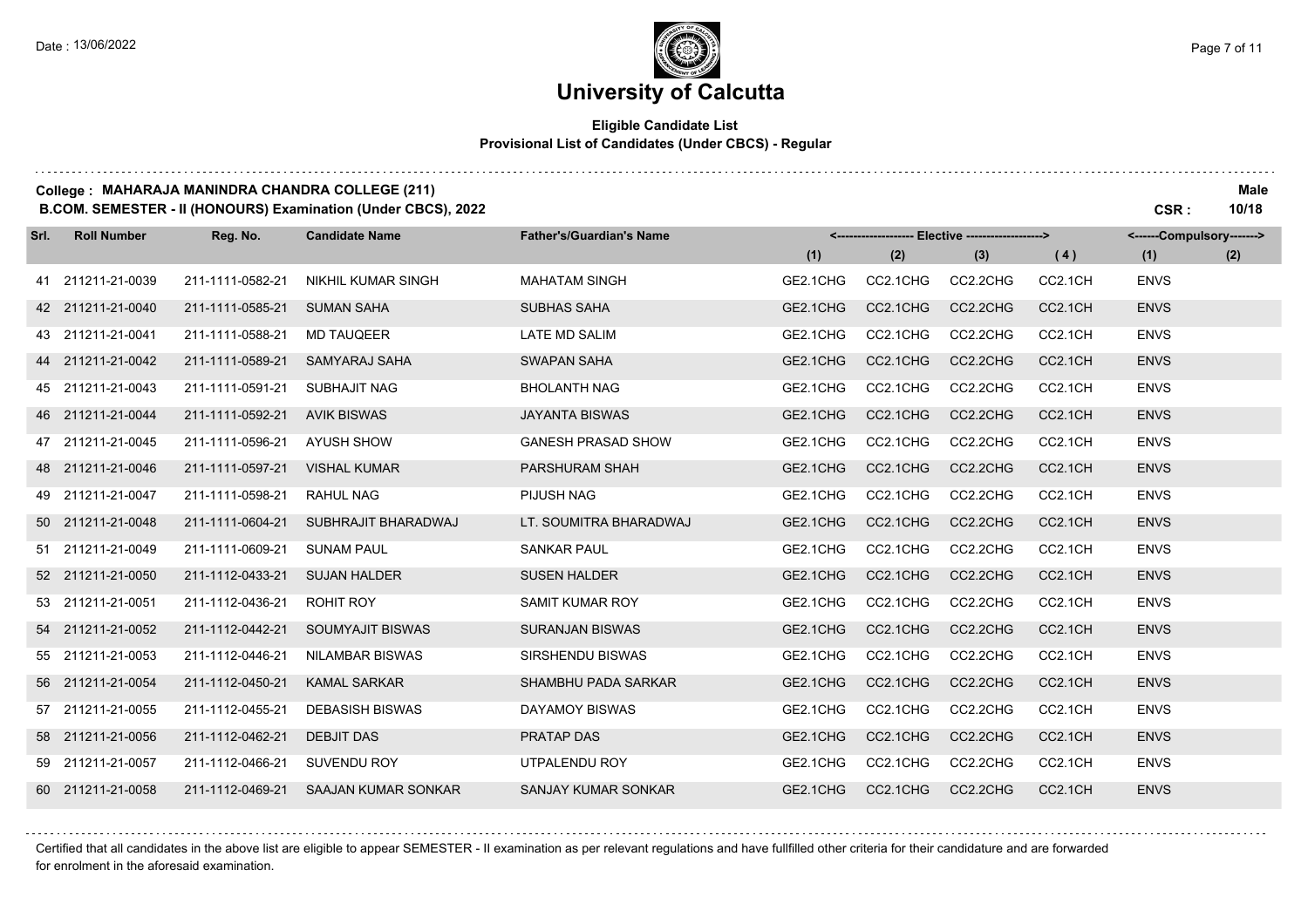# University of Calcutta

**Eligible Candidate List**
**Provisional List of Candidates (Under CBCS) - Regular**

**College : MAHARAJA MANINDRA CHANDRA COLLEGE (211)** — **Male**

**B.COM. SEMESTER - II (HONOURS) Examination (Under CBCS), 2022** — **CSR : 10/18**

| Srl. | Roll Number | Reg. No. | Candidate Name | Father's/Guardian's Name | Elective (1) | Elective (2) | Elective (3) | Elective (4) | Compulsory (1) | Compulsory (2) |
|---|---|---|---|---|---|---|---|---|---|---|
| 41 | 211211-21-0039 | 211-1111-0582-21 | NIKHIL KUMAR SINGH | MAHATAM SINGH | GE2.1CHG | CC2.1CHG | CC2.2CHG | CC2.1CH | ENVS | |
| 42 | 211211-21-0040 | 211-1111-0585-21 | SUMAN SAHA | SUBHAS SAHA | GE2.1CHG | CC2.1CHG | CC2.2CHG | CC2.1CH | ENVS | |
| 43 | 211211-21-0041 | 211-1111-0588-21 | MD TAUQEER | LATE MD SALIM | GE2.1CHG | CC2.1CHG | CC2.2CHG | CC2.1CH | ENVS | |
| 44 | 211211-21-0042 | 211-1111-0589-21 | SAMYARAJ SAHA | SWAPAN SAHA | GE2.1CHG | CC2.1CHG | CC2.2CHG | CC2.1CH | ENVS | |
| 45 | 211211-21-0043 | 211-1111-0591-21 | SUBHAJIT NAG | BHOLANTH NAG | GE2.1CHG | CC2.1CHG | CC2.2CHG | CC2.1CH | ENVS | |
| 46 | 211211-21-0044 | 211-1111-0592-21 | AVIK BISWAS | JAYANTA BISWAS | GE2.1CHG | CC2.1CHG | CC2.2CHG | CC2.1CH | ENVS | |
| 47 | 211211-21-0045 | 211-1111-0596-21 | AYUSH SHOW | GANESH PRASAD SHOW | GE2.1CHG | CC2.1CHG | CC2.2CHG | CC2.1CH | ENVS | |
| 48 | 211211-21-0046 | 211-1111-0597-21 | VISHAL KUMAR | PARSHURAM SHAH | GE2.1CHG | CC2.1CHG | CC2.2CHG | CC2.1CH | ENVS | |
| 49 | 211211-21-0047 | 211-1111-0598-21 | RAHUL NAG | PIJUSH NAG | GE2.1CHG | CC2.1CHG | CC2.2CHG | CC2.1CH | ENVS | |
| 50 | 211211-21-0048 | 211-1111-0604-21 | SUBHRAJIT BHARADWAJ | LT. SOUMITRA BHARADWAJ | GE2.1CHG | CC2.1CHG | CC2.2CHG | CC2.1CH | ENVS | |
| 51 | 211211-21-0049 | 211-1111-0609-21 | SUNAM PAUL | SANKAR PAUL | GE2.1CHG | CC2.1CHG | CC2.2CHG | CC2.1CH | ENVS | |
| 52 | 211211-21-0050 | 211-1112-0433-21 | SUJAN HALDER | SUSEN HALDER | GE2.1CHG | CC2.1CHG | CC2.2CHG | CC2.1CH | ENVS | |
| 53 | 211211-21-0051 | 211-1112-0436-21 | ROHIT ROY | SAMIT KUMAR ROY | GE2.1CHG | CC2.1CHG | CC2.2CHG | CC2.1CH | ENVS | |
| 54 | 211211-21-0052 | 211-1112-0442-21 | SOUMYAJIT BISWAS | SURANJAN BISWAS | GE2.1CHG | CC2.1CHG | CC2.2CHG | CC2.1CH | ENVS | |
| 55 | 211211-21-0053 | 211-1112-0446-21 | NILAMBAR BISWAS | SIRSHENDU BISWAS | GE2.1CHG | CC2.1CHG | CC2.2CHG | CC2.1CH | ENVS | |
| 56 | 211211-21-0054 | 211-1112-0450-21 | KAMAL SARKAR | SHAMBHU PADA SARKAR | GE2.1CHG | CC2.1CHG | CC2.2CHG | CC2.1CH | ENVS | |
| 57 | 211211-21-0055 | 211-1112-0455-21 | DEBASISH BISWAS | DAYAMOY BISWAS | GE2.1CHG | CC2.1CHG | CC2.2CHG | CC2.1CH | ENVS | |
| 58 | 211211-21-0056 | 211-1112-0462-21 | DEBJIT DAS | PRATAP DAS | GE2.1CHG | CC2.1CHG | CC2.2CHG | CC2.1CH | ENVS | |
| 59 | 211211-21-0057 | 211-1112-0466-21 | SUVENDU ROY | UTPALENDU ROY | GE2.1CHG | CC2.1CHG | CC2.2CHG | CC2.1CH | ENVS | |
| 60 | 211211-21-0058 | 211-1112-0469-21 | SAAJAN KUMAR SONKAR | SANJAY KUMAR SONKAR | GE2.1CHG | CC2.1CHG | CC2.2CHG | CC2.1CH | ENVS | |

Certified that all candidates in the above list are eligible to appear SEMESTER - II examination as per relevant regulations and have fullfilled other criteria for their candidature and are forwarded for enrolment in the aforesaid examination.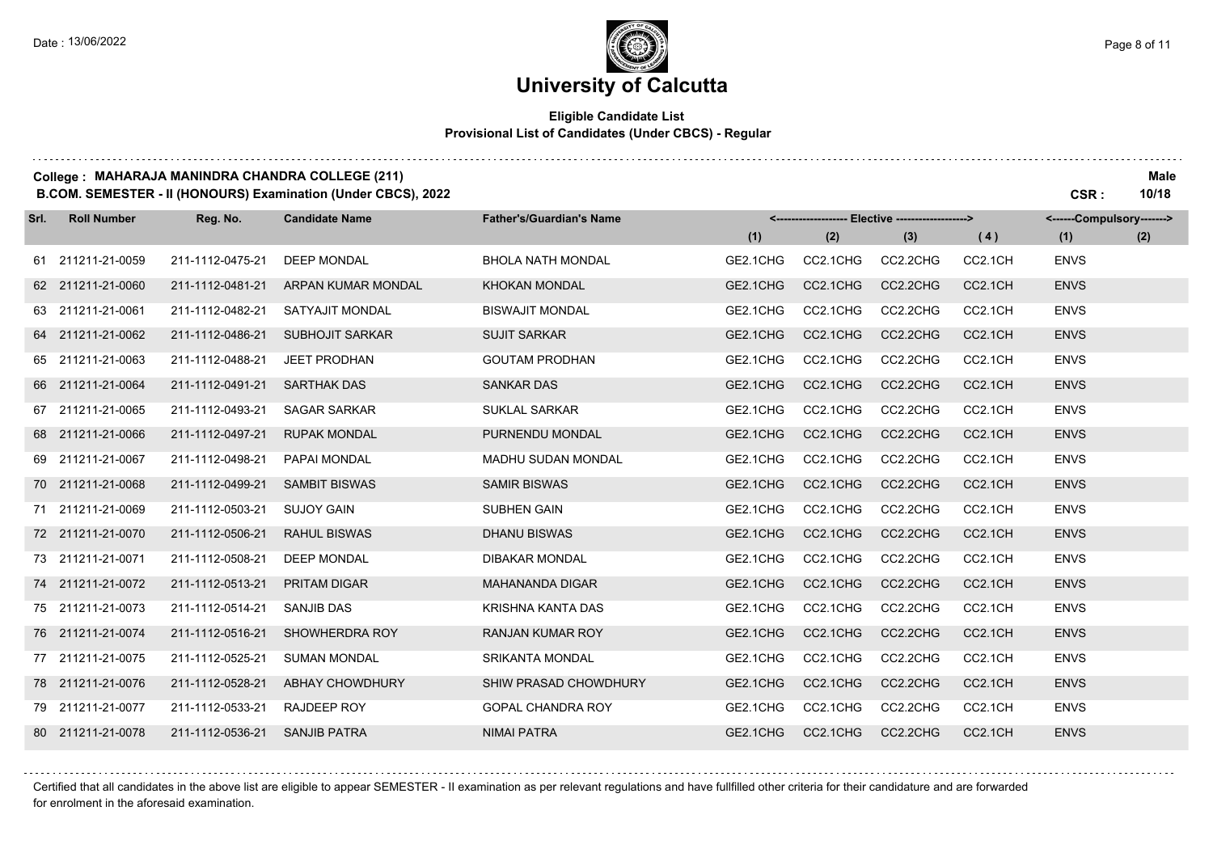# University of Calcutta

**Eligible Candidate List**
**Provisional List of Candidates (Under CBCS) - Regular**

**College : MAHARAJA MANINDRA CHANDRA COLLEGE (211)**
**B.COM. SEMESTER - II (HONOURS) Examination (Under CBCS), 2022**

**Male**
**CSR : 10/18**

| Srl. | Roll Number | Reg. No. | Candidate Name | Father's/Guardian's Name | Elective (1) | Elective (2) | Elective (3) | Elective (4) | Compulsory (1) | Compulsory (2) |
|---|---|---|---|---|---|---|---|---|---|---|
| 61 | 211211-21-0059 | 211-1112-0475-21 | DEEP MONDAL | BHOLA NATH MONDAL | GE2.1CHG | CC2.1CHG | CC2.2CHG | CC2.1CH | ENVS | |
| 62 | 211211-21-0060 | 211-1112-0481-21 | ARPAN KUMAR MONDAL | KHOKAN MONDAL | GE2.1CHG | CC2.1CHG | CC2.2CHG | CC2.1CH | ENVS | |
| 63 | 211211-21-0061 | 211-1112-0482-21 | SATYAJIT MONDAL | BISWAJIT MONDAL | GE2.1CHG | CC2.1CHG | CC2.2CHG | CC2.1CH | ENVS | |
| 64 | 211211-21-0062 | 211-1112-0486-21 | SUBHOJIT SARKAR | SUJIT SARKAR | GE2.1CHG | CC2.1CHG | CC2.2CHG | CC2.1CH | ENVS | |
| 65 | 211211-21-0063 | 211-1112-0488-21 | JEET PRODHAN | GOUTAM PRODHAN | GE2.1CHG | CC2.1CHG | CC2.2CHG | CC2.1CH | ENVS | |
| 66 | 211211-21-0064 | 211-1112-0491-21 | SARTHAK DAS | SANKAR DAS | GE2.1CHG | CC2.1CHG | CC2.2CHG | CC2.1CH | ENVS | |
| 67 | 211211-21-0065 | 211-1112-0493-21 | SAGAR SARKAR | SUKLAL SARKAR | GE2.1CHG | CC2.1CHG | CC2.2CHG | CC2.1CH | ENVS | |
| 68 | 211211-21-0066 | 211-1112-0497-21 | RUPAK MONDAL | PURNENDU MONDAL | GE2.1CHG | CC2.1CHG | CC2.2CHG | CC2.1CH | ENVS | |
| 69 | 211211-21-0067 | 211-1112-0498-21 | PAPAI MONDAL | MADHU SUDAN MONDAL | GE2.1CHG | CC2.1CHG | CC2.2CHG | CC2.1CH | ENVS | |
| 70 | 211211-21-0068 | 211-1112-0499-21 | SAMBIT BISWAS | SAMIR BISWAS | GE2.1CHG | CC2.1CHG | CC2.2CHG | CC2.1CH | ENVS | |
| 71 | 211211-21-0069 | 211-1112-0503-21 | SUJOY GAIN | SUBHEN GAIN | GE2.1CHG | CC2.1CHG | CC2.2CHG | CC2.1CH | ENVS | |
| 72 | 211211-21-0070 | 211-1112-0506-21 | RAHUL BISWAS | DHANU BISWAS | GE2.1CHG | CC2.1CHG | CC2.2CHG | CC2.1CH | ENVS | |
| 73 | 211211-21-0071 | 211-1112-0508-21 | DEEP MONDAL | DIBAKAR MONDAL | GE2.1CHG | CC2.1CHG | CC2.2CHG | CC2.1CH | ENVS | |
| 74 | 211211-21-0072 | 211-1112-0513-21 | PRITAM DIGAR | MAHANANDA DIGAR | GE2.1CHG | CC2.1CHG | CC2.2CHG | CC2.1CH | ENVS | |
| 75 | 211211-21-0073 | 211-1112-0514-21 | SANJIB DAS | KRISHNA KANTA DAS | GE2.1CHG | CC2.1CHG | CC2.2CHG | CC2.1CH | ENVS | |
| 76 | 211211-21-0074 | 211-1112-0516-21 | SHOWHERDRA ROY | RANJAN KUMAR ROY | GE2.1CHG | CC2.1CHG | CC2.2CHG | CC2.1CH | ENVS | |
| 77 | 211211-21-0075 | 211-1112-0525-21 | SUMAN MONDAL | SRIKANTA MONDAL | GE2.1CHG | CC2.1CHG | CC2.2CHG | CC2.1CH | ENVS | |
| 78 | 211211-21-0076 | 211-1112-0528-21 | ABHAY CHOWDHURY | SHIW PRASAD CHOWDHURY | GE2.1CHG | CC2.1CHG | CC2.2CHG | CC2.1CH | ENVS | |
| 79 | 211211-21-0077 | 211-1112-0533-21 | RAJDEEP ROY | GOPAL CHANDRA ROY | GE2.1CHG | CC2.1CHG | CC2.2CHG | CC2.1CH | ENVS | |
| 80 | 211211-21-0078 | 211-1112-0536-21 | SANJIB PATRA | NIMAI PATRA | GE2.1CHG | CC2.1CHG | CC2.2CHG | CC2.1CH | ENVS | |

Certified that all candidates in the above list are eligible to appear SEMESTER - II examination as per relevant regulations and have fullfilled other criteria for their candidature and are forwarded for enrolment in the aforesaid examination.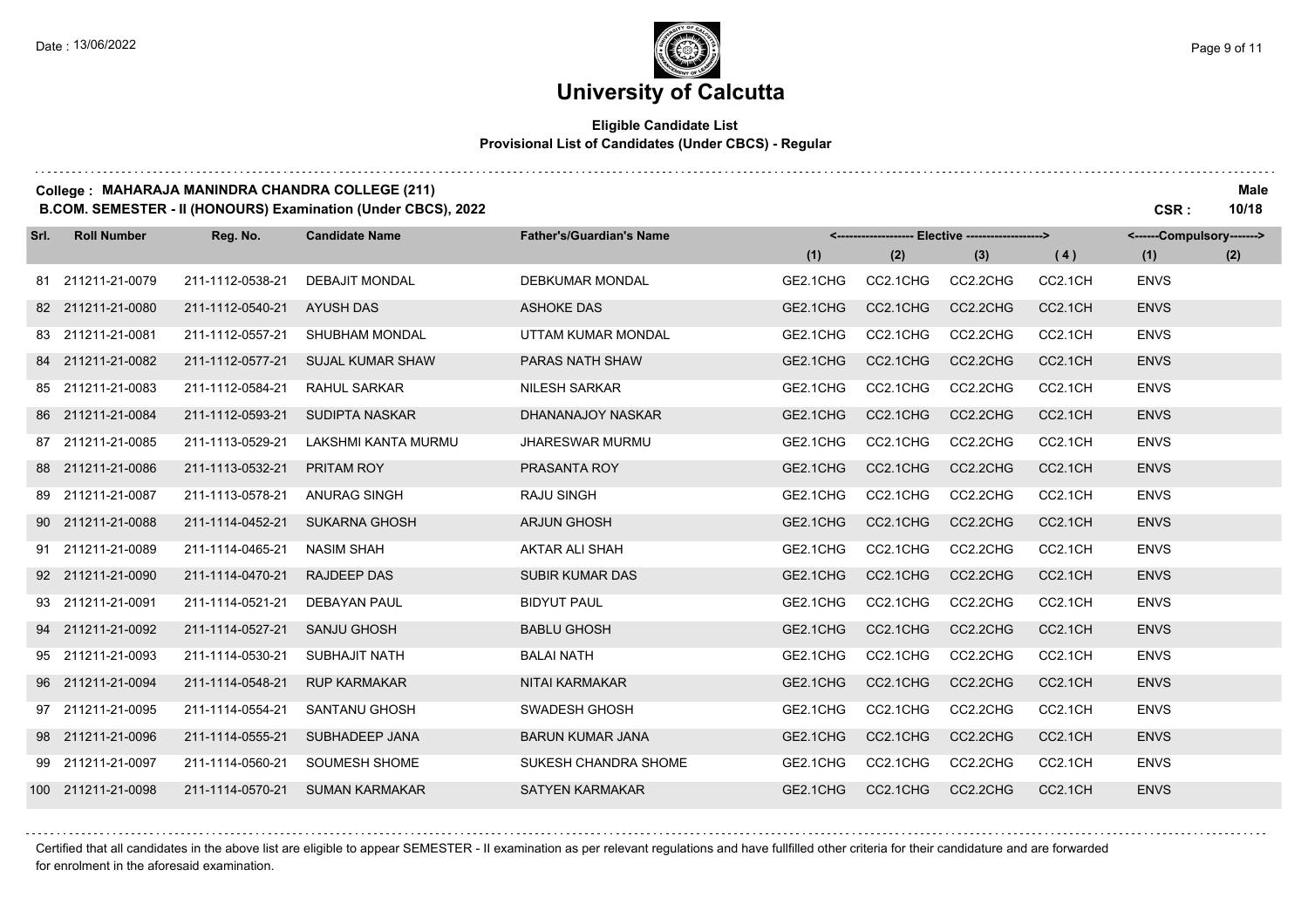# University of Calcutta

**Eligible Candidate List**
**Provisional List of Candidates (Under CBCS) - Regular**

**College : MAHARAJA MANINDRA CHANDRA COLLEGE (211)** **Male**
**B.COM. SEMESTER - II (HONOURS) Examination (Under CBCS), 2022** **CSR : 10/18**

| Srl. | Roll Number | Reg. No. | Candidate Name | Father's/Guardian's Name | Elective (1) | Elective (2) | Elective (3) | Elective (4) | Compulsory (1) | Compulsory (2) |
|---|---|---|---|---|---|---|---|---|---|---|
| 81 | 211211-21-0079 | 211-1112-0538-21 | DEBAJIT MONDAL | DEBKUMAR MONDAL | GE2.1CHG | CC2.1CHG | CC2.2CHG | CC2.1CH | ENVS | |
| 82 | 211211-21-0080 | 211-1112-0540-21 | AYUSH DAS | ASHOKE DAS | GE2.1CHG | CC2.1CHG | CC2.2CHG | CC2.1CH | ENVS | |
| 83 | 211211-21-0081 | 211-1112-0557-21 | SHUBHAM MONDAL | UTTAM KUMAR MONDAL | GE2.1CHG | CC2.1CHG | CC2.2CHG | CC2.1CH | ENVS | |
| 84 | 211211-21-0082 | 211-1112-0577-21 | SUJAL KUMAR SHAW | PARAS NATH SHAW | GE2.1CHG | CC2.1CHG | CC2.2CHG | CC2.1CH | ENVS | |
| 85 | 211211-21-0083 | 211-1112-0584-21 | RAHUL SARKAR | NILESH SARKAR | GE2.1CHG | CC2.1CHG | CC2.2CHG | CC2.1CH | ENVS | |
| 86 | 211211-21-0084 | 211-1112-0593-21 | SUDIPTA NASKAR | DHANANAJOY NASKAR | GE2.1CHG | CC2.1CHG | CC2.2CHG | CC2.1CH | ENVS | |
| 87 | 211211-21-0085 | 211-1113-0529-21 | LAKSHMI KANTA MURMU | JHARESWAR MURMU | GE2.1CHG | CC2.1CHG | CC2.2CHG | CC2.1CH | ENVS | |
| 88 | 211211-21-0086 | 211-1113-0532-21 | PRITAM ROY | PRASANTA ROY | GE2.1CHG | CC2.1CHG | CC2.2CHG | CC2.1CH | ENVS | |
| 89 | 211211-21-0087 | 211-1113-0578-21 | ANURAG SINGH | RAJU SINGH | GE2.1CHG | CC2.1CHG | CC2.2CHG | CC2.1CH | ENVS | |
| 90 | 211211-21-0088 | 211-1114-0452-21 | SUKARNA GHOSH | ARJUN GHOSH | GE2.1CHG | CC2.1CHG | CC2.2CHG | CC2.1CH | ENVS | |
| 91 | 211211-21-0089 | 211-1114-0465-21 | NASIM SHAH | AKTAR ALI SHAH | GE2.1CHG | CC2.1CHG | CC2.2CHG | CC2.1CH | ENVS | |
| 92 | 211211-21-0090 | 211-1114-0470-21 | RAJDEEP DAS | SUBIR KUMAR DAS | GE2.1CHG | CC2.1CHG | CC2.2CHG | CC2.1CH | ENVS | |
| 93 | 211211-21-0091 | 211-1114-0521-21 | DEBAYAN PAUL | BIDYUT PAUL | GE2.1CHG | CC2.1CHG | CC2.2CHG | CC2.1CH | ENVS | |
| 94 | 211211-21-0092 | 211-1114-0527-21 | SANJU GHOSH | BABLU GHOSH | GE2.1CHG | CC2.1CHG | CC2.2CHG | CC2.1CH | ENVS | |
| 95 | 211211-21-0093 | 211-1114-0530-21 | SUBHAJIT NATH | BALAI NATH | GE2.1CHG | CC2.1CHG | CC2.2CHG | CC2.1CH | ENVS | |
| 96 | 211211-21-0094 | 211-1114-0548-21 | RUP KARMAKAR | NITAI KARMAKAR | GE2.1CHG | CC2.1CHG | CC2.2CHG | CC2.1CH | ENVS | |
| 97 | 211211-21-0095 | 211-1114-0554-21 | SANTANU GHOSH | SWADESH GHOSH | GE2.1CHG | CC2.1CHG | CC2.2CHG | CC2.1CH | ENVS | |
| 98 | 211211-21-0096 | 211-1114-0555-21 | SUBHADEEP JANA | BARUN KUMAR JANA | GE2.1CHG | CC2.1CHG | CC2.2CHG | CC2.1CH | ENVS | |
| 99 | 211211-21-0097 | 211-1114-0560-21 | SOUMESH SHOME | SUKESH CHANDRA SHOME | GE2.1CHG | CC2.1CHG | CC2.2CHG | CC2.1CH | ENVS | |
| 100 | 211211-21-0098 | 211-1114-0570-21 | SUMAN KARMAKAR | SATYEN KARMAKAR | GE2.1CHG | CC2.1CHG | CC2.2CHG | CC2.1CH | ENVS | |

Certified that all candidates in the above list are eligible to appear SEMESTER - II examination as per relevant regulations and have fullfilled other criteria for their candidature and are forwarded for enrolment in the aforesaid examination.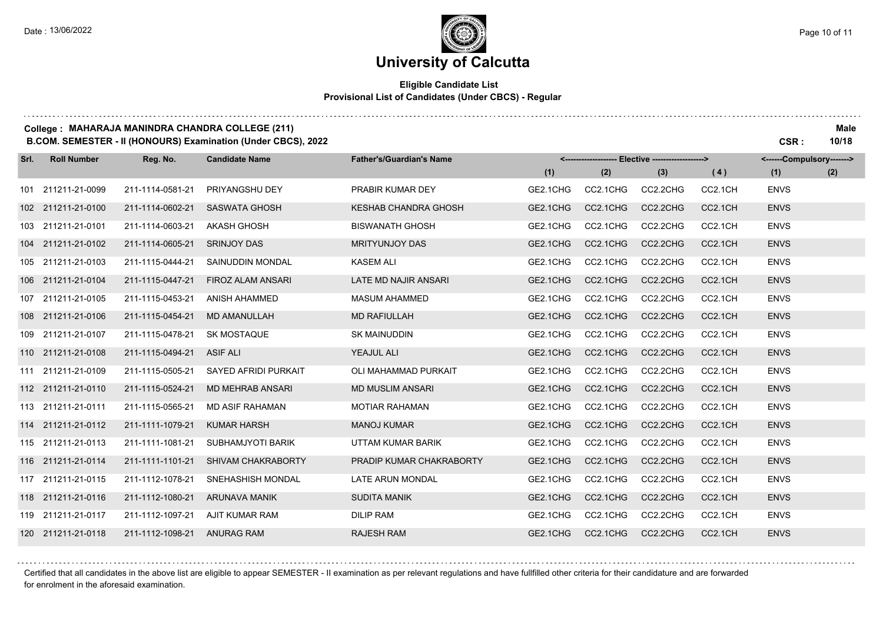# University of Calcutta

**Eligible Candidate List**
**Provisional List of Candidates (Under CBCS) - Regular**

**College : MAHARAJA MANINDRA CHANDRA COLLEGE (211)** — **Male**
**B.COM. SEMESTER - II (HONOURS) Examination (Under CBCS), 2022** — **CSR : 10/18**

| Srl. | Roll Number | Reg. No. | Candidate Name | Father's/Guardian's Name | Elective (1) | Elective (2) | Elective (3) | Elective (4) | Compulsory (1) | Compulsory (2) |
|---|---|---|---|---|---|---|---|---|---|---|
| 101 | 211211-21-0099 | 211-1114-0581-21 | PRIYANGSHU DEY | PRABIR KUMAR DEY | GE2.1CHG | CC2.1CHG | CC2.2CHG | CC2.1CH | ENVS | |
| 102 | 211211-21-0100 | 211-1114-0602-21 | SASWATA GHOSH | KESHAB CHANDRA GHOSH | GE2.1CHG | CC2.1CHG | CC2.2CHG | CC2.1CH | ENVS | |
| 103 | 211211-21-0101 | 211-1114-0603-21 | AKASH GHOSH | BISWANATH GHOSH | GE2.1CHG | CC2.1CHG | CC2.2CHG | CC2.1CH | ENVS | |
| 104 | 211211-21-0102 | 211-1114-0605-21 | SRINJOY DAS | MRITYUNJOY DAS | GE2.1CHG | CC2.1CHG | CC2.2CHG | CC2.1CH | ENVS | |
| 105 | 211211-21-0103 | 211-1115-0444-21 | SAINUDDIN MONDAL | KASEM ALI | GE2.1CHG | CC2.1CHG | CC2.2CHG | CC2.1CH | ENVS | |
| 106 | 211211-21-0104 | 211-1115-0447-21 | FIROZ ALAM ANSARI | LATE MD NAJIR ANSARI | GE2.1CHG | CC2.1CHG | CC2.2CHG | CC2.1CH | ENVS | |
| 107 | 211211-21-0105 | 211-1115-0453-21 | ANISH AHAMMED | MASUM AHAMMED | GE2.1CHG | CC2.1CHG | CC2.2CHG | CC2.1CH | ENVS | |
| 108 | 211211-21-0106 | 211-1115-0454-21 | MD AMANULLAH | MD RAFIULLAH | GE2.1CHG | CC2.1CHG | CC2.2CHG | CC2.1CH | ENVS | |
| 109 | 211211-21-0107 | 211-1115-0478-21 | SK MOSTAQUE | SK MAINUDDIN | GE2.1CHG | CC2.1CHG | CC2.2CHG | CC2.1CH | ENVS | |
| 110 | 211211-21-0108 | 211-1115-0494-21 | ASIF ALI | YEAJUL ALI | GE2.1CHG | CC2.1CHG | CC2.2CHG | CC2.1CH | ENVS | |
| 111 | 211211-21-0109 | 211-1115-0505-21 | SAYED AFRIDI PURKAIT | OLI MAHAMMAD PURKAIT | GE2.1CHG | CC2.1CHG | CC2.2CHG | CC2.1CH | ENVS | |
| 112 | 211211-21-0110 | 211-1115-0524-21 | MD MEHRAB ANSARI | MD MUSLIM ANSARI | GE2.1CHG | CC2.1CHG | CC2.2CHG | CC2.1CH | ENVS | |
| 113 | 211211-21-0111 | 211-1115-0565-21 | MD ASIF RAHAMAN | MOTIAR RAHAMAN | GE2.1CHG | CC2.1CHG | CC2.2CHG | CC2.1CH | ENVS | |
| 114 | 211211-21-0112 | 211-1111-1079-21 | KUMAR HARSH | MANOJ KUMAR | GE2.1CHG | CC2.1CHG | CC2.2CHG | CC2.1CH | ENVS | |
| 115 | 211211-21-0113 | 211-1111-1081-21 | SUBHAMJYOTI BARIK | UTTAM KUMAR BARIK | GE2.1CHG | CC2.1CHG | CC2.2CHG | CC2.1CH | ENVS | |
| 116 | 211211-21-0114 | 211-1111-1101-21 | SHIVAM CHAKRABORTY | PRADIP KUMAR CHAKRABORTY | GE2.1CHG | CC2.1CHG | CC2.2CHG | CC2.1CH | ENVS | |
| 117 | 211211-21-0115 | 211-1112-1078-21 | SNEHASHISH MONDAL | LATE ARUN MONDAL | GE2.1CHG | CC2.1CHG | CC2.2CHG | CC2.1CH | ENVS | |
| 118 | 211211-21-0116 | 211-1112-1080-21 | ARUNAVA MANIK | SUDITA MANIK | GE2.1CHG | CC2.1CHG | CC2.2CHG | CC2.1CH | ENVS | |
| 119 | 211211-21-0117 | 211-1112-1097-21 | AJIT KUMAR RAM | DILIP RAM | GE2.1CHG | CC2.1CHG | CC2.2CHG | CC2.1CH | ENVS | |
| 120 | 211211-21-0118 | 211-1112-1098-21 | ANURAG RAM | RAJESH RAM | GE2.1CHG | CC2.1CHG | CC2.2CHG | CC2.1CH | ENVS | |

Certified that all candidates in the above list are eligible to appear SEMESTER - II examination as per relevant regulations and have fullfilled other criteria for their candidature and are forwarded for enrolment in the aforesaid examination.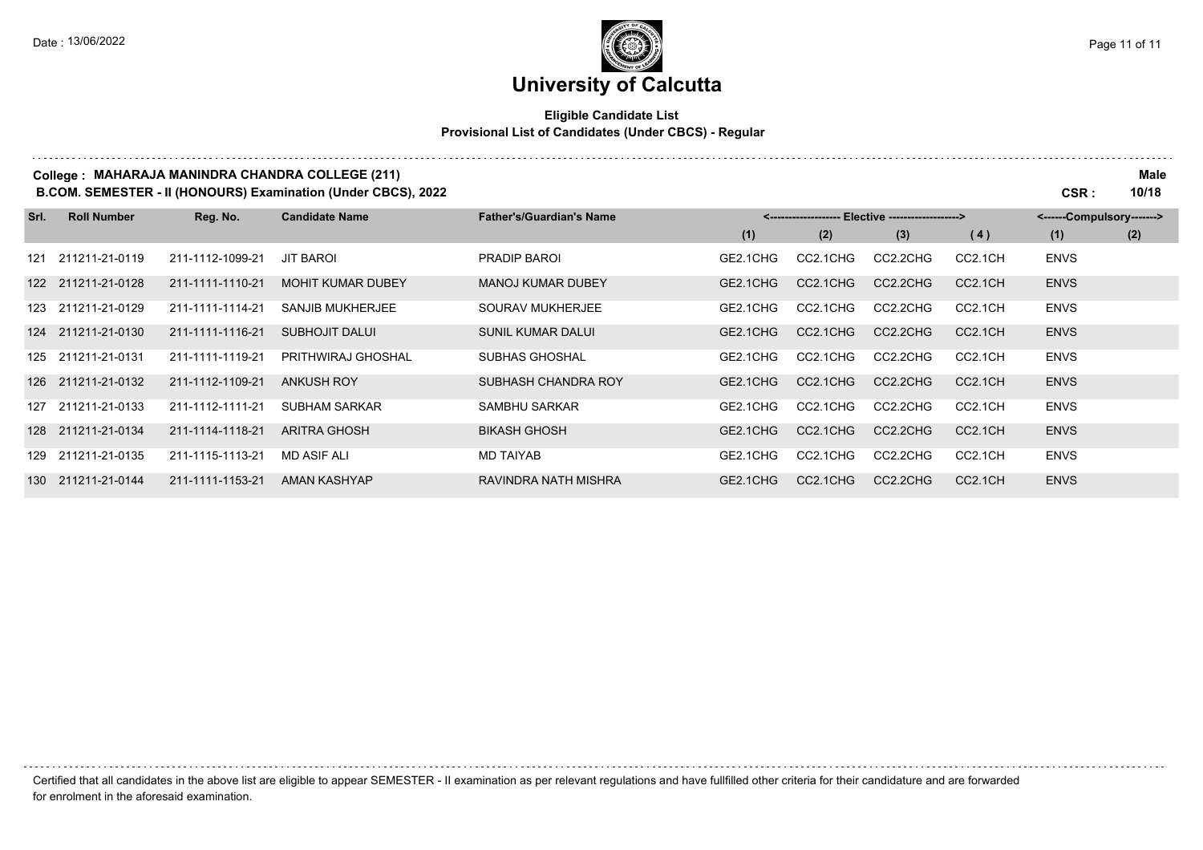# University of Calcutta

**Eligible Candidate List**
**Provisional List of Candidates (Under CBCS) - Regular**

**College : MAHARAJA MANINDRA CHANDRA COLLEGE (211)** **Male**
**B.COM. SEMESTER - II (HONOURS) Examination (Under CBCS), 2022** **CSR : 10/18**

| Srl. | Roll Number | Reg. No. | Candidate Name | Father's/Guardian's Name | Elective (1) | Elective (2) | Elective (3) | Elective (4) | Compulsory (1) | Compulsory (2) |
|---|---|---|---|---|---|---|---|---|---|---|
| 121 | 211211-21-0119 | 211-1112-1099-21 | JIT BAROI | PRADIP BAROI | GE2.1CHG | CC2.1CHG | CC2.2CHG | CC2.1CH | ENVS | |
| 122 | 211211-21-0128 | 211-1111-1110-21 | MOHIT KUMAR DUBEY | MANOJ KUMAR DUBEY | GE2.1CHG | CC2.1CHG | CC2.2CHG | CC2.1CH | ENVS | |
| 123 | 211211-21-0129 | 211-1111-1114-21 | SANJIB MUKHERJEE | SOURAV MUKHERJEE | GE2.1CHG | CC2.1CHG | CC2.2CHG | CC2.1CH | ENVS | |
| 124 | 211211-21-0130 | 211-1111-1116-21 | SUBHOJIT DALUI | SUNIL KUMAR DALUI | GE2.1CHG | CC2.1CHG | CC2.2CHG | CC2.1CH | ENVS | |
| 125 | 211211-21-0131 | 211-1111-1119-21 | PRITHWIRAJ GHOSHAL | SUBHAS GHOSHAL | GE2.1CHG | CC2.1CHG | CC2.2CHG | CC2.1CH | ENVS | |
| 126 | 211211-21-0132 | 211-1112-1109-21 | ANKUSH ROY | SUBHASH CHANDRA ROY | GE2.1CHG | CC2.1CHG | CC2.2CHG | CC2.1CH | ENVS | |
| 127 | 211211-21-0133 | 211-1112-1111-21 | SUBHAM SARKAR | SAMBHU SARKAR | GE2.1CHG | CC2.1CHG | CC2.2CHG | CC2.1CH | ENVS | |
| 128 | 211211-21-0134 | 211-1114-1118-21 | ARITRA GHOSH | BIKASH GHOSH | GE2.1CHG | CC2.1CHG | CC2.2CHG | CC2.1CH | ENVS | |
| 129 | 211211-21-0135 | 211-1115-1113-21 | MD ASIF ALI | MD TAIYAB | GE2.1CHG | CC2.1CHG | CC2.2CHG | CC2.1CH | ENVS | |
| 130 | 211211-21-0144 | 211-1111-1153-21 | AMAN KASHYAP | RAVINDRA NATH MISHRA | GE2.1CHG | CC2.1CHG | CC2.2CHG | CC2.1CH | ENVS | |

Certified that all candidates in the above list are eligible to appear SEMESTER - II examination as per relevant regulations and have fullfilled other criteria for their candidature and are forwarded for enrolment in the aforesaid examination.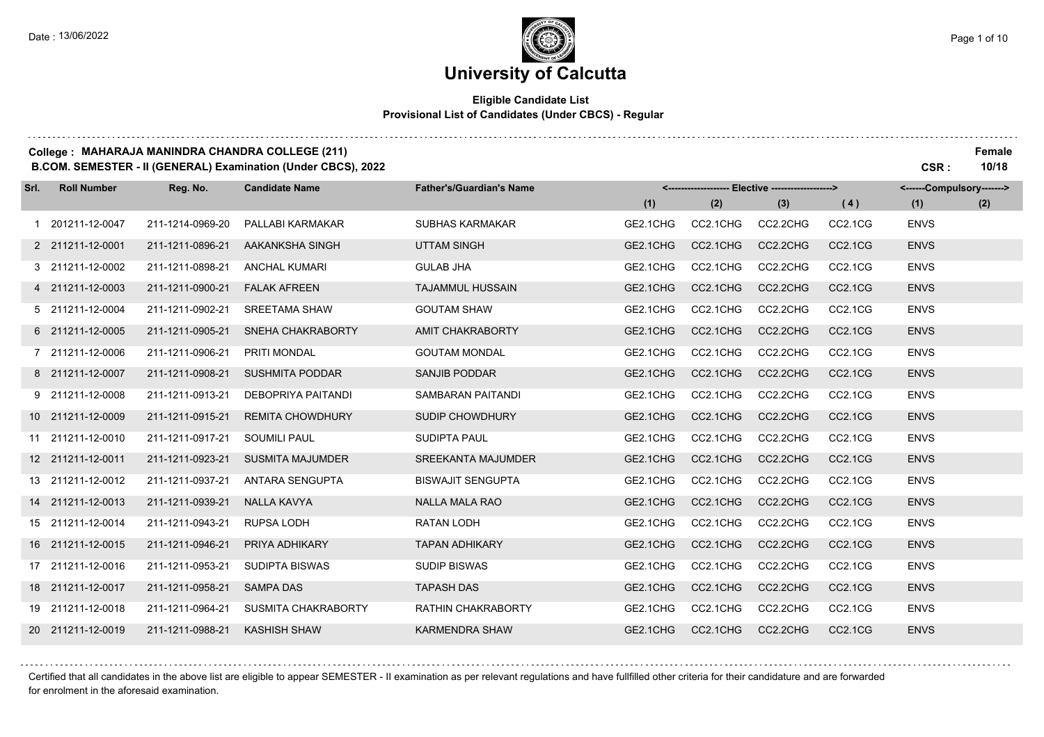# University of Calcutta

**Eligible Candidate List**
**Provisional List of Candidates (Under CBCS) - Regular**

**College : MAHARAJA MANINDRA CHANDRA COLLEGE (211)** **Female**
**B.COM. SEMESTER - II (GENERAL) Examination (Under CBCS), 2022** **CSR : 10/18**

| Srl. | Roll Number | Reg. No. | Candidate Name | Father's/Guardian's Name | Elective (1) | Elective (2) | Elective (3) | Elective (4) | Compulsory (1) | Compulsory (2) |
|---|---|---|---|---|---|---|---|---|---|---|
| 1 | 201211-12-0047 | 211-1214-0969-20 | PALLABI KARMAKAR | SUBHAS KARMAKAR | GE2.1CHG | CC2.1CHG | CC2.2CHG | CC2.1CG | ENVS | |
| 2 | 211211-12-0001 | 211-1211-0896-21 | AAKANKSHA SINGH | UTTAM SINGH | GE2.1CHG | CC2.1CHG | CC2.2CHG | CC2.1CG | ENVS | |
| 3 | 211211-12-0002 | 211-1211-0898-21 | ANCHAL KUMARI | GULAB JHA | GE2.1CHG | CC2.1CHG | CC2.2CHG | CC2.1CG | ENVS | |
| 4 | 211211-12-0003 | 211-1211-0900-21 | FALAK AFREEN | TAJAMMUL HUSSAIN | GE2.1CHG | CC2.1CHG | CC2.2CHG | CC2.1CG | ENVS | |
| 5 | 211211-12-0004 | 211-1211-0902-21 | SREETAMA SHAW | GOUTAM SHAW | GE2.1CHG | CC2.1CHG | CC2.2CHG | CC2.1CG | ENVS | |
| 6 | 211211-12-0005 | 211-1211-0905-21 | SNEHA CHAKRABORTY | AMIT CHAKRABORTY | GE2.1CHG | CC2.1CHG | CC2.2CHG | CC2.1CG | ENVS | |
| 7 | 211211-12-0006 | 211-1211-0906-21 | PRITI MONDAL | GOUTAM MONDAL | GE2.1CHG | CC2.1CHG | CC2.2CHG | CC2.1CG | ENVS | |
| 8 | 211211-12-0007 | 211-1211-0908-21 | SUSHMITA PODDAR | SANJIB PODDAR | GE2.1CHG | CC2.1CHG | CC2.2CHG | CC2.1CG | ENVS | |
| 9 | 211211-12-0008 | 211-1211-0913-21 | DEBOPRIYA PAITANDI | SAMBARAN PAITANDI | GE2.1CHG | CC2.1CHG | CC2.2CHG | CC2.1CG | ENVS | |
| 10 | 211211-12-0009 | 211-1211-0915-21 | REMITA CHOWDHURY | SUDIP CHOWDHURY | GE2.1CHG | CC2.1CHG | CC2.2CHG | CC2.1CG | ENVS | |
| 11 | 211211-12-0010 | 211-1211-0917-21 | SOUMILI PAUL | SUDIPTA PAUL | GE2.1CHG | CC2.1CHG | CC2.2CHG | CC2.1CG | ENVS | |
| 12 | 211211-12-0011 | 211-1211-0923-21 | SUSMITA MAJUMDER | SREEKANTA MAJUMDER | GE2.1CHG | CC2.1CHG | CC2.2CHG | CC2.1CG | ENVS | |
| 13 | 211211-12-0012 | 211-1211-0937-21 | ANTARA SENGUPTA | BISWAJIT SENGUPTA | GE2.1CHG | CC2.1CHG | CC2.2CHG | CC2.1CG | ENVS | |
| 14 | 211211-12-0013 | 211-1211-0939-21 | NALLA KAVYA | NALLA MALA RAO | GE2.1CHG | CC2.1CHG | CC2.2CHG | CC2.1CG | ENVS | |
| 15 | 211211-12-0014 | 211-1211-0943-21 | RUPSA LODH | RATAN LODH | GE2.1CHG | CC2.1CHG | CC2.2CHG | CC2.1CG | ENVS | |
| 16 | 211211-12-0015 | 211-1211-0946-21 | PRIYA ADHIKARY | TAPAN ADHIKARY | GE2.1CHG | CC2.1CHG | CC2.2CHG | CC2.1CG | ENVS | |
| 17 | 211211-12-0016 | 211-1211-0953-21 | SUDIPTA BISWAS | SUDIP BISWAS | GE2.1CHG | CC2.1CHG | CC2.2CHG | CC2.1CG | ENVS | |
| 18 | 211211-12-0017 | 211-1211-0958-21 | SAMPA DAS | TAPASH DAS | GE2.1CHG | CC2.1CHG | CC2.2CHG | CC2.1CG | ENVS | |
| 19 | 211211-12-0018 | 211-1211-0964-21 | SUSMITA CHAKRABORTY | RATHIN CHAKRABORTY | GE2.1CHG | CC2.1CHG | CC2.2CHG | CC2.1CG | ENVS | |
| 20 | 211211-12-0019 | 211-1211-0988-21 | KASHISH SHAW | KARMENDRA SHAW | GE2.1CHG | CC2.1CHG | CC2.2CHG | CC2.1CG | ENVS | |

Certified that all candidates in the above list are eligible to appear SEMESTER - II examination as per relevant regulations and have fullfilled other criteria for their candidature and are forwarded for enrolment in the aforesaid examination.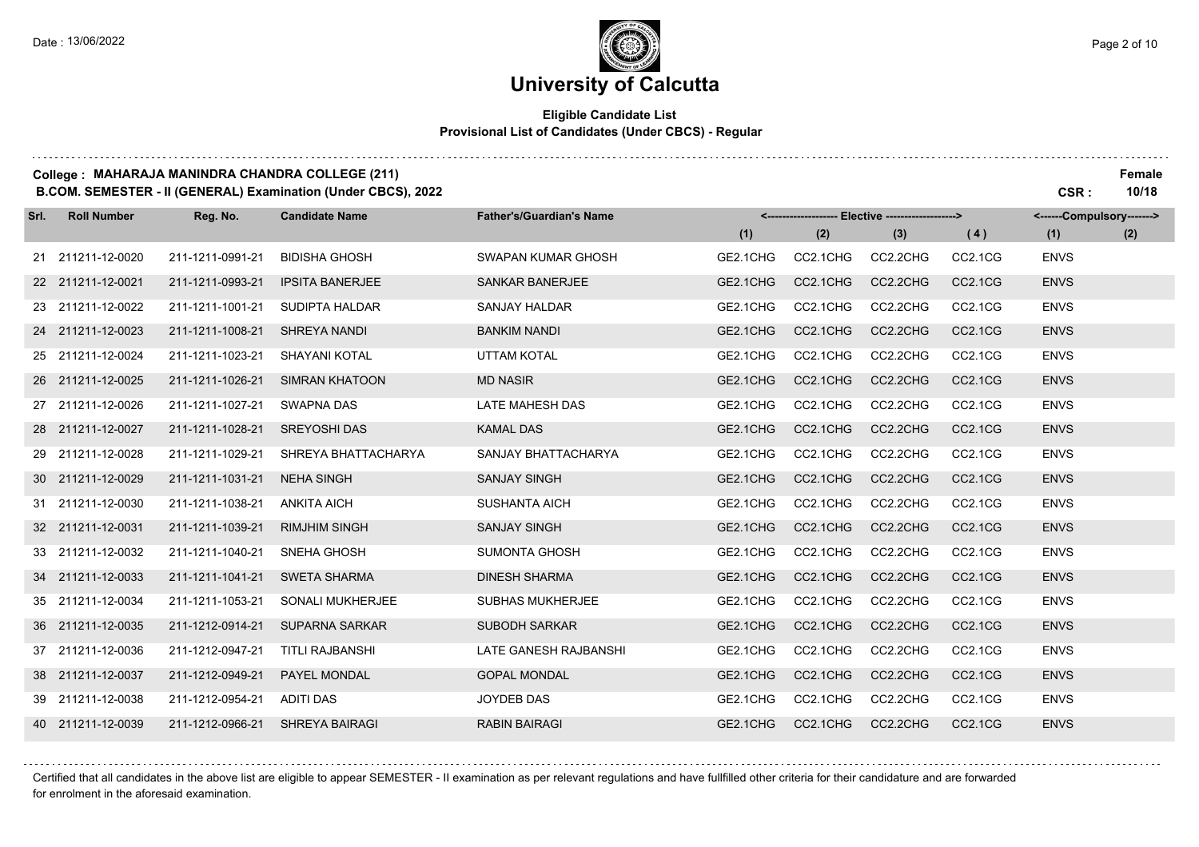# University of Calcutta

**Eligible Candidate List**
**Provisional List of Candidates (Under CBCS) - Regular**

**College : MAHARAJA MANINDRA CHANDRA COLLEGE (211)** — **Female**
**B.COM. SEMESTER - II (GENERAL) Examination (Under CBCS), 2022** — **CSR : 10/18**

| Srl. | Roll Number | Reg. No. | Candidate Name | Father's/Guardian's Name | Elective (1) | Elective (2) | Elective (3) | Elective (4) | Compulsory (1) | Compulsory (2) |
|---|---|---|---|---|---|---|---|---|---|---|
| 21 | 211211-12-0020 | 211-1211-0991-21 | BIDISHA GHOSH | SWAPAN KUMAR GHOSH | GE2.1CHG | CC2.1CHG | CC2.2CHG | CC2.1CG | ENVS | |
| 22 | 211211-12-0021 | 211-1211-0993-21 | IPSITA BANERJEE | SANKAR BANERJEE | GE2.1CHG | CC2.1CHG | CC2.2CHG | CC2.1CG | ENVS | |
| 23 | 211211-12-0022 | 211-1211-1001-21 | SUDIPTA HALDAR | SANJAY HALDAR | GE2.1CHG | CC2.1CHG | CC2.2CHG | CC2.1CG | ENVS | |
| 24 | 211211-12-0023 | 211-1211-1008-21 | SHREYA NANDI | BANKIM NANDI | GE2.1CHG | CC2.1CHG | CC2.2CHG | CC2.1CG | ENVS | |
| 25 | 211211-12-0024 | 211-1211-1023-21 | SHAYANI KOTAL | UTTAM KOTAL | GE2.1CHG | CC2.1CHG | CC2.2CHG | CC2.1CG | ENVS | |
| 26 | 211211-12-0025 | 211-1211-1026-21 | SIMRAN KHATOON | MD NASIR | GE2.1CHG | CC2.1CHG | CC2.2CHG | CC2.1CG | ENVS | |
| 27 | 211211-12-0026 | 211-1211-1027-21 | SWAPNA DAS | LATE MAHESH DAS | GE2.1CHG | CC2.1CHG | CC2.2CHG | CC2.1CG | ENVS | |
| 28 | 211211-12-0027 | 211-1211-1028-21 | SREYOSHI DAS | KAMAL DAS | GE2.1CHG | CC2.1CHG | CC2.2CHG | CC2.1CG | ENVS | |
| 29 | 211211-12-0028 | 211-1211-1029-21 | SHREYA BHATTACHARYA | SANJAY BHATTACHARYA | GE2.1CHG | CC2.1CHG | CC2.2CHG | CC2.1CG | ENVS | |
| 30 | 211211-12-0029 | 211-1211-1031-21 | NEHA SINGH | SANJAY SINGH | GE2.1CHG | CC2.1CHG | CC2.2CHG | CC2.1CG | ENVS | |
| 31 | 211211-12-0030 | 211-1211-1038-21 | ANKITA AICH | SUSHANTA AICH | GE2.1CHG | CC2.1CHG | CC2.2CHG | CC2.1CG | ENVS | |
| 32 | 211211-12-0031 | 211-1211-1039-21 | RIMJHIM SINGH | SANJAY SINGH | GE2.1CHG | CC2.1CHG | CC2.2CHG | CC2.1CG | ENVS | |
| 33 | 211211-12-0032 | 211-1211-1040-21 | SNEHA GHOSH | SUMONTA GHOSH | GE2.1CHG | CC2.1CHG | CC2.2CHG | CC2.1CG | ENVS | |
| 34 | 211211-12-0033 | 211-1211-1041-21 | SWETA SHARMA | DINESH SHARMA | GE2.1CHG | CC2.1CHG | CC2.2CHG | CC2.1CG | ENVS | |
| 35 | 211211-12-0034 | 211-1211-1053-21 | SONALI MUKHERJEE | SUBHAS MUKHERJEE | GE2.1CHG | CC2.1CHG | CC2.2CHG | CC2.1CG | ENVS | |
| 36 | 211211-12-0035 | 211-1212-0914-21 | SUPARNA SARKAR | SUBODH SARKAR | GE2.1CHG | CC2.1CHG | CC2.2CHG | CC2.1CG | ENVS | |
| 37 | 211211-12-0036 | 211-1212-0947-21 | TITLI RAJBANSHI | LATE GANESH RAJBANSHI | GE2.1CHG | CC2.1CHG | CC2.2CHG | CC2.1CG | ENVS | |
| 38 | 211211-12-0037 | 211-1212-0949-21 | PAYEL MONDAL | GOPAL MONDAL | GE2.1CHG | CC2.1CHG | CC2.2CHG | CC2.1CG | ENVS | |
| 39 | 211211-12-0038 | 211-1212-0954-21 | ADITI DAS | JOYDEB DAS | GE2.1CHG | CC2.1CHG | CC2.2CHG | CC2.1CG | ENVS | |
| 40 | 211211-12-0039 | 211-1212-0966-21 | SHREYA BAIRAGI | RABIN BAIRAGI | GE2.1CHG | CC2.1CHG | CC2.2CHG | CC2.1CG | ENVS | |

Certified that all candidates in the above list are eligible to appear SEMESTER - II examination as per relevant regulations and have fullfilled other criteria for their candidature and are forwarded for enrolment in the aforesaid examination.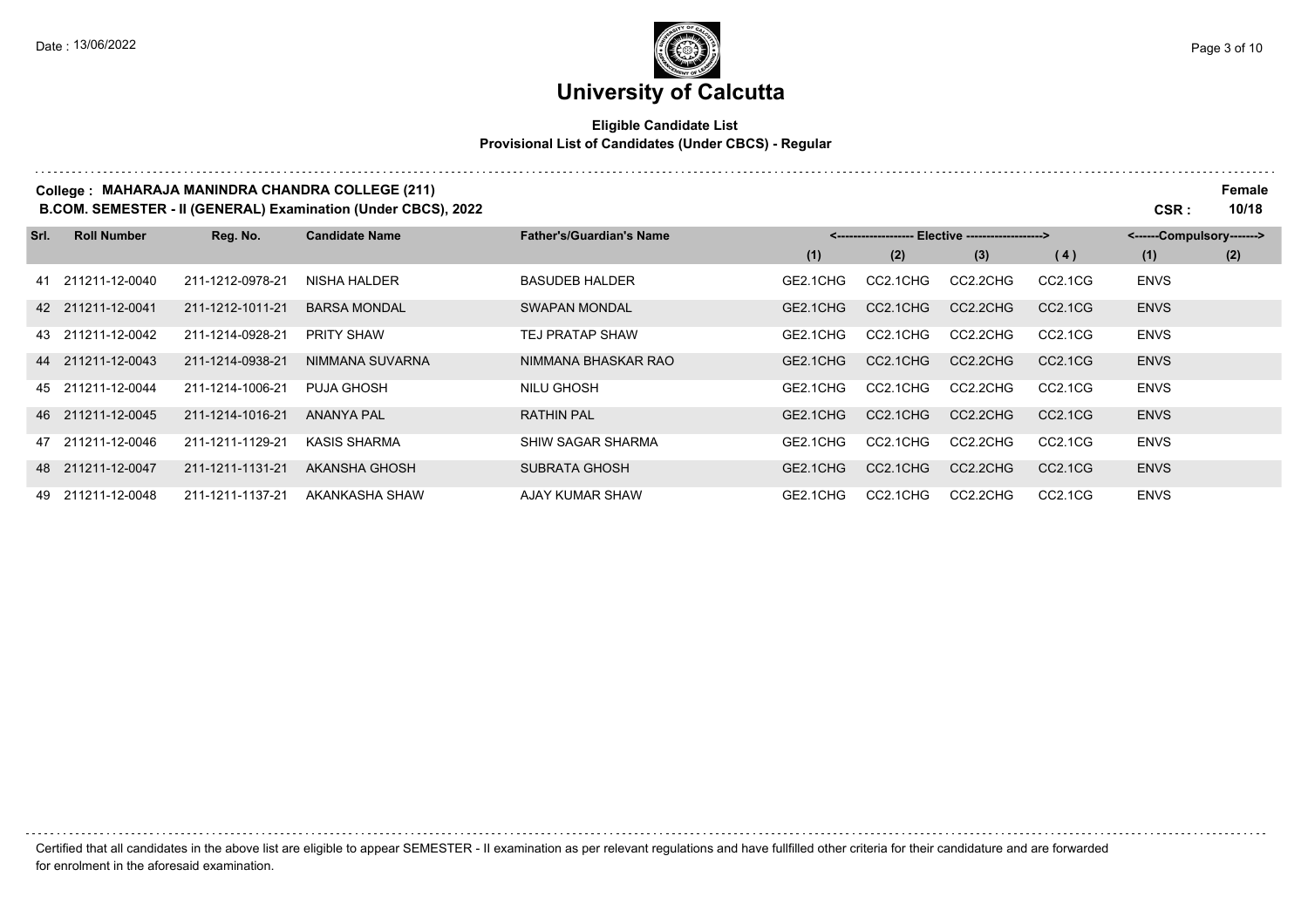# University of Calcutta

**Eligible Candidate List**
**Provisional List of Candidates (Under CBCS) - Regular**

**College : MAHARAJA MANINDRA CHANDRA COLLEGE (211)** — **Female**
**B.COM. SEMESTER - II (GENERAL) Examination (Under CBCS), 2022** — **CSR : 10/18**

| Srl. | Roll Number | Reg. No. | Candidate Name | Father's/Guardian's Name | <------------------- Elective -------------------> | | | | <------Compulsory-------> | |
|---|---|---|---|---|---|---|---|---|---|---|
| | | | | | (1) | (2) | (3) | (4) | (1) | (2) |
| 41 | 211211-12-0040 | 211-1212-0978-21 | NISHA HALDER | BASUDEB HALDER | GE2.1CHG | CC2.1CHG | CC2.2CHG | CC2.1CG | ENVS | |
| 42 | 211211-12-0041 | 211-1212-1011-21 | BARSA MONDAL | SWAPAN MONDAL | GE2.1CHG | CC2.1CHG | CC2.2CHG | CC2.1CG | ENVS | |
| 43 | 211211-12-0042 | 211-1214-0928-21 | PRITY SHAW | TEJ PRATAP SHAW | GE2.1CHG | CC2.1CHG | CC2.2CHG | CC2.1CG | ENVS | |
| 44 | 211211-12-0043 | 211-1214-0938-21 | NIMMANA SUVARNA | NIMMANA BHASKAR RAO | GE2.1CHG | CC2.1CHG | CC2.2CHG | CC2.1CG | ENVS | |
| 45 | 211211-12-0044 | 211-1214-1006-21 | PUJA GHOSH | NILU GHOSH | GE2.1CHG | CC2.1CHG | CC2.2CHG | CC2.1CG | ENVS | |
| 46 | 211211-12-0045 | 211-1214-1016-21 | ANANYA PAL | RATHIN PAL | GE2.1CHG | CC2.1CHG | CC2.2CHG | CC2.1CG | ENVS | |
| 47 | 211211-12-0046 | 211-1211-1129-21 | KASIS SHARMA | SHIW SAGAR SHARMA | GE2.1CHG | CC2.1CHG | CC2.2CHG | CC2.1CG | ENVS | |
| 48 | 211211-12-0047 | 211-1211-1131-21 | AKANSHA GHOSH | SUBRATA GHOSH | GE2.1CHG | CC2.1CHG | CC2.2CHG | CC2.1CG | ENVS | |
| 49 | 211211-12-0048 | 211-1211-1137-21 | AKANKASHA SHAW | AJAY KUMAR SHAW | GE2.1CHG | CC2.1CHG | CC2.2CHG | CC2.1CG | ENVS | |

Certified that all candidates in the above list are eligible to appear SEMESTER - II examination as per relevant regulations and have fullfilled other criteria for their candidature and are forwarded for enrolment in the aforesaid examination.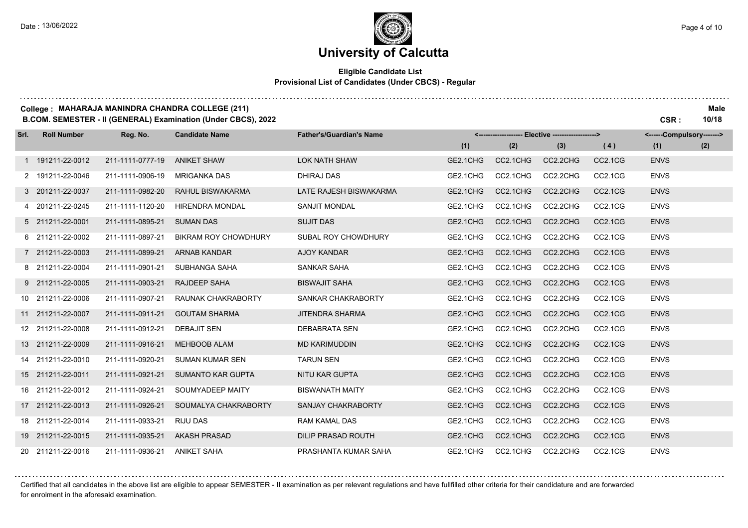# University of Calcutta

**Eligible Candidate List**
**Provisional List of Candidates (Under CBCS) - Regular**

**College : MAHARAJA MANINDRA CHANDRA COLLEGE (211)** — **Male**
**B.COM. SEMESTER - II (GENERAL) Examination (Under CBCS), 2022** — **CSR : 10/18**

| Srl. | Roll Number | Reg. No. | Candidate Name | Father's/Guardian's Name | Elective (1) | Elective (2) | Elective (3) | Elective (4) | Compulsory (1) | Compulsory (2) |
|---|---|---|---|---|---|---|---|---|---|---|
| 1 | 191211-22-0012 | 211-1111-0777-19 | ANIKET SHAW | LOK NATH SHAW | GE2.1CHG | CC2.1CHG | CC2.2CHG | CC2.1CG | ENVS | |
| 2 | 191211-22-0046 | 211-1111-0906-19 | MRIGANKA DAS | DHIRAJ DAS | GE2.1CHG | CC2.1CHG | CC2.2CHG | CC2.1CG | ENVS | |
| 3 | 201211-22-0037 | 211-1111-0982-20 | RAHUL BISWAKARMA | LATE RAJESH BISWAKARMA | GE2.1CHG | CC2.1CHG | CC2.2CHG | CC2.1CG | ENVS | |
| 4 | 201211-22-0245 | 211-1111-1120-20 | HIRENDRA MONDAL | SANJIT MONDAL | GE2.1CHG | CC2.1CHG | CC2.2CHG | CC2.1CG | ENVS | |
| 5 | 211211-22-0001 | 211-1111-0895-21 | SUMAN DAS | SUJIT DAS | GE2.1CHG | CC2.1CHG | CC2.2CHG | CC2.1CG | ENVS | |
| 6 | 211211-22-0002 | 211-1111-0897-21 | BIKRAM ROY CHOWDHURY | SUBAL ROY CHOWDHURY | GE2.1CHG | CC2.1CHG | CC2.2CHG | CC2.1CG | ENVS | |
| 7 | 211211-22-0003 | 211-1111-0899-21 | ARNAB KANDAR | AJOY KANDAR | GE2.1CHG | CC2.1CHG | CC2.2CHG | CC2.1CG | ENVS | |
| 8 | 211211-22-0004 | 211-1111-0901-21 | SUBHANGA SAHA | SANKAR SAHA | GE2.1CHG | CC2.1CHG | CC2.2CHG | CC2.1CG | ENVS | |
| 9 | 211211-22-0005 | 211-1111-0903-21 | RAJDEEP SAHA | BISWAJIT SAHA | GE2.1CHG | CC2.1CHG | CC2.2CHG | CC2.1CG | ENVS | |
| 10 | 211211-22-0006 | 211-1111-0907-21 | RAUNAK CHAKRABORTY | SANKAR CHAKRABORTY | GE2.1CHG | CC2.1CHG | CC2.2CHG | CC2.1CG | ENVS | |
| 11 | 211211-22-0007 | 211-1111-0911-21 | GOUTAM SHARMA | JITENDRA SHARMA | GE2.1CHG | CC2.1CHG | CC2.2CHG | CC2.1CG | ENVS | |
| 12 | 211211-22-0008 | 211-1111-0912-21 | DEBAJIT SEN | DEBABRATA SEN | GE2.1CHG | CC2.1CHG | CC2.2CHG | CC2.1CG | ENVS | |
| 13 | 211211-22-0009 | 211-1111-0916-21 | MEHBOOB ALAM | MD KARIMUDDIN | GE2.1CHG | CC2.1CHG | CC2.2CHG | CC2.1CG | ENVS | |
| 14 | 211211-22-0010 | 211-1111-0920-21 | SUMAN KUMAR SEN | TARUN SEN | GE2.1CHG | CC2.1CHG | CC2.2CHG | CC2.1CG | ENVS | |
| 15 | 211211-22-0011 | 211-1111-0921-21 | SUMANTO KAR GUPTA | NITU KAR GUPTA | GE2.1CHG | CC2.1CHG | CC2.2CHG | CC2.1CG | ENVS | |
| 16 | 211211-22-0012 | 211-1111-0924-21 | SOUMYADEEP MAITY | BISWANATH MAITY | GE2.1CHG | CC2.1CHG | CC2.2CHG | CC2.1CG | ENVS | |
| 17 | 211211-22-0013 | 211-1111-0926-21 | SOUMALYA CHAKRABORTY | SANJAY CHAKRABORTY | GE2.1CHG | CC2.1CHG | CC2.2CHG | CC2.1CG | ENVS | |
| 18 | 211211-22-0014 | 211-1111-0933-21 | RIJU DAS | RAM KAMAL DAS | GE2.1CHG | CC2.1CHG | CC2.2CHG | CC2.1CG | ENVS | |
| 19 | 211211-22-0015 | 211-1111-0935-21 | AKASH PRASAD | DILIP PRASAD ROUTH | GE2.1CHG | CC2.1CHG | CC2.2CHG | CC2.1CG | ENVS | |
| 20 | 211211-22-0016 | 211-1111-0936-21 | ANIKET SAHA | PRASHANTA KUMAR SAHA | GE2.1CHG | CC2.1CHG | CC2.2CHG | CC2.1CG | ENVS | |

Certified that all candidates in the above list are eligible to appear SEMESTER - II examination as per relevant regulations and have fullfilled other criteria for their candidature and are forwarded for enrolment in the aforesaid examination.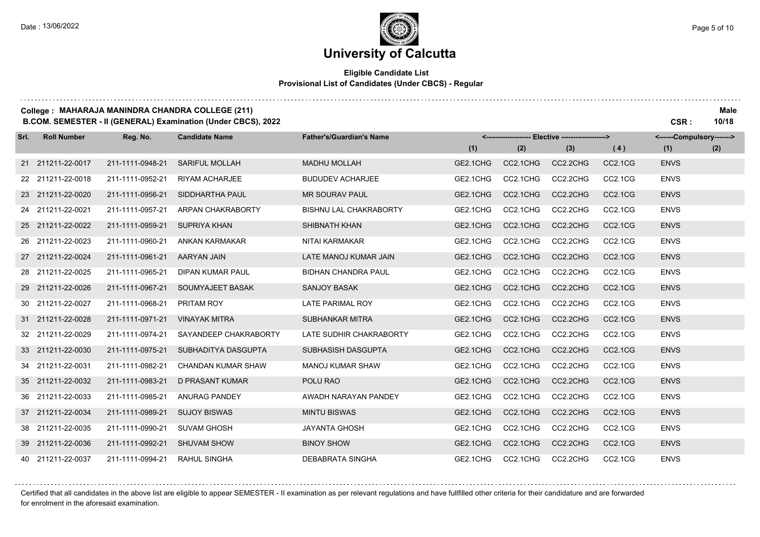# University of Calcutta

**Eligible Candidate List**
**Provisional List of Candidates (Under CBCS) - Regular**

**College : MAHARAJA MANINDRA CHANDRA COLLEGE (211)** **Male**
**B.COM. SEMESTER - II (GENERAL) Examination (Under CBCS), 2022** **CSR : 10/18**

| Srl. | Roll Number | Reg. No. | Candidate Name | Father's/Guardian's Name | Elective (1) | Elective (2) | Elective (3) | Elective (4) | Compulsory (1) | Compulsory (2) |
|---|---|---|---|---|---|---|---|---|---|---|
| 21 | 211211-22-0017 | 211-1111-0948-21 | SARIFUL MOLLAH | MADHU MOLLAH | GE2.1CHG | CC2.1CHG | CC2.2CHG | CC2.1CG | ENVS | |
| 22 | 211211-22-0018 | 211-1111-0952-21 | RIYAM ACHARJEE | BUDUDEV ACHARJEE | GE2.1CHG | CC2.1CHG | CC2.2CHG | CC2.1CG | ENVS | |
| 23 | 211211-22-0020 | 211-1111-0956-21 | SIDDHARTHA PAUL | MR SOURAV PAUL | GE2.1CHG | CC2.1CHG | CC2.2CHG | CC2.1CG | ENVS | |
| 24 | 211211-22-0021 | 211-1111-0957-21 | ARPAN CHAKRABORTY | BISHNU LAL CHAKRABORTY | GE2.1CHG | CC2.1CHG | CC2.2CHG | CC2.1CG | ENVS | |
| 25 | 211211-22-0022 | 211-1111-0959-21 | SUPRIYA KHAN | SHIBNATH KHAN | GE2.1CHG | CC2.1CHG | CC2.2CHG | CC2.1CG | ENVS | |
| 26 | 211211-22-0023 | 211-1111-0960-21 | ANKAN KARMAKAR | NITAI KARMAKAR | GE2.1CHG | CC2.1CHG | CC2.2CHG | CC2.1CG | ENVS | |
| 27 | 211211-22-0024 | 211-1111-0961-21 | AARYAN JAIN | LATE MANOJ KUMAR JAIN | GE2.1CHG | CC2.1CHG | CC2.2CHG | CC2.1CG | ENVS | |
| 28 | 211211-22-0025 | 211-1111-0965-21 | DIPAN KUMAR PAUL | BIDHAN CHANDRA PAUL | GE2.1CHG | CC2.1CHG | CC2.2CHG | CC2.1CG | ENVS | |
| 29 | 211211-22-0026 | 211-1111-0967-21 | SOUMYAJEET BASAK | SANJOY BASAK | GE2.1CHG | CC2.1CHG | CC2.2CHG | CC2.1CG | ENVS | |
| 30 | 211211-22-0027 | 211-1111-0968-21 | PRITAM ROY | LATE PARIMAL ROY | GE2.1CHG | CC2.1CHG | CC2.2CHG | CC2.1CG | ENVS | |
| 31 | 211211-22-0028 | 211-1111-0971-21 | VINAYAK MITRA | SUBHANKAR MITRA | GE2.1CHG | CC2.1CHG | CC2.2CHG | CC2.1CG | ENVS | |
| 32 | 211211-22-0029 | 211-1111-0974-21 | SAYANDEEP CHAKRABORTY | LATE SUDHIR CHAKRABORTY | GE2.1CHG | CC2.1CHG | CC2.2CHG | CC2.1CG | ENVS | |
| 33 | 211211-22-0030 | 211-1111-0975-21 | SUBHADITYA DASGUPTA | SUBHASISH DASGUPTA | GE2.1CHG | CC2.1CHG | CC2.2CHG | CC2.1CG | ENVS | |
| 34 | 211211-22-0031 | 211-1111-0982-21 | CHANDAN KUMAR SHAW | MANOJ KUMAR SHAW | GE2.1CHG | CC2.1CHG | CC2.2CHG | CC2.1CG | ENVS | |
| 35 | 211211-22-0032 | 211-1111-0983-21 | D PRASANT KUMAR | POLU RAO | GE2.1CHG | CC2.1CHG | CC2.2CHG | CC2.1CG | ENVS | |
| 36 | 211211-22-0033 | 211-1111-0985-21 | ANURAG PANDEY | AWADH NARAYAN PANDEY | GE2.1CHG | CC2.1CHG | CC2.2CHG | CC2.1CG | ENVS | |
| 37 | 211211-22-0034 | 211-1111-0989-21 | SUJOY BISWAS | MINTU BISWAS | GE2.1CHG | CC2.1CHG | CC2.2CHG | CC2.1CG | ENVS | |
| 38 | 211211-22-0035 | 211-1111-0990-21 | SUVAM GHOSH | JAYANTA GHOSH | GE2.1CHG | CC2.1CHG | CC2.2CHG | CC2.1CG | ENVS | |
| 39 | 211211-22-0036 | 211-1111-0992-21 | SHUVAM SHOW | BINOY SHOW | GE2.1CHG | CC2.1CHG | CC2.2CHG | CC2.1CG | ENVS | |
| 40 | 211211-22-0037 | 211-1111-0994-21 | RAHUL SINGHA | DEBABRATA SINGHA | GE2.1CHG | CC2.1CHG | CC2.2CHG | CC2.1CG | ENVS | |

Certified that all candidates in the above list are eligible to appear SEMESTER - II examination as per relevant regulations and have fullfilled other criteria for their candidature and are forwarded for enrolment in the aforesaid examination.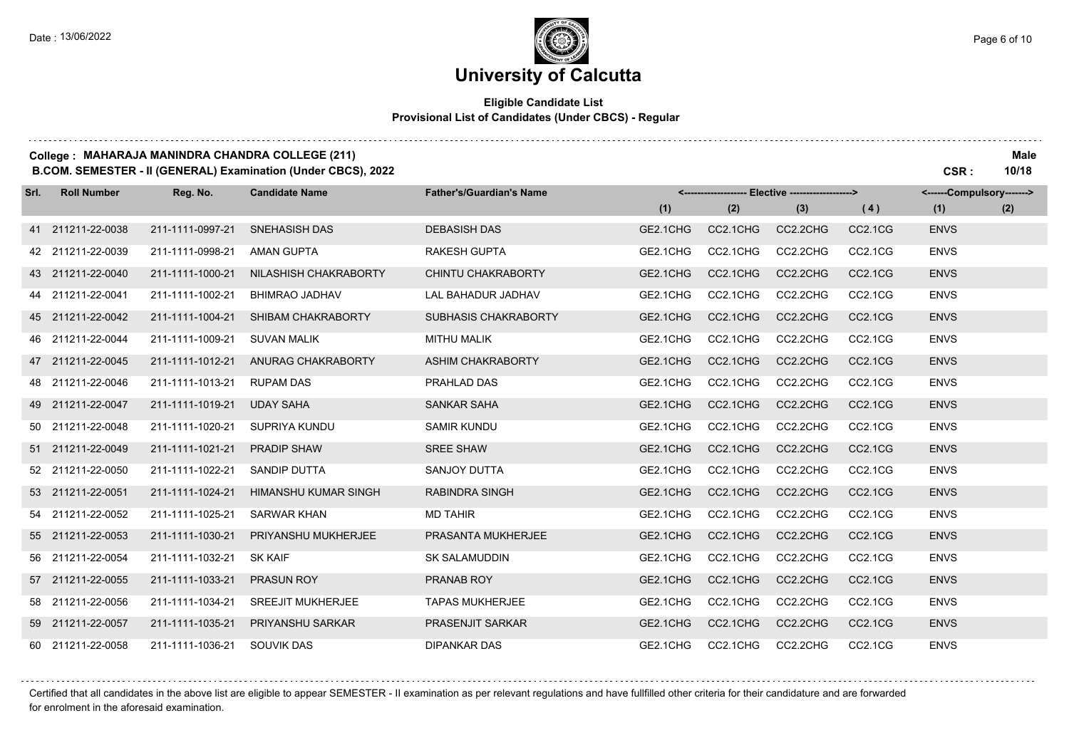# University of Calcutta

**Eligible Candidate List**
**Provisional List of Candidates (Under CBCS) - Regular**

**College : MAHARAJA MANINDRA CHANDRA COLLEGE (211)** — **Male**

**B.COM. SEMESTER - II (GENERAL) Examination (Under CBCS), 2022** — **CSR : 10/18**

| Srl. | Roll Number | Reg. No. | Candidate Name | Father's/Guardian's Name | Elective (1) | Elective (2) | Elective (3) | Elective (4) | Compulsory (1) | Compulsory (2) |
|---|---|---|---|---|---|---|---|---|---|---|
| 41 | 211211-22-0038 | 211-1111-0997-21 | SNEHASISH DAS | DEBASISH DAS | GE2.1CHG | CC2.1CHG | CC2.2CHG | CC2.1CG | ENVS | |
| 42 | 211211-22-0039 | 211-1111-0998-21 | AMAN GUPTA | RAKESH GUPTA | GE2.1CHG | CC2.1CHG | CC2.2CHG | CC2.1CG | ENVS | |
| 43 | 211211-22-0040 | 211-1111-1000-21 | NILASHISH CHAKRABORTY | CHINTU CHAKRABORTY | GE2.1CHG | CC2.1CHG | CC2.2CHG | CC2.1CG | ENVS | |
| 44 | 211211-22-0041 | 211-1111-1002-21 | BHIMRAO JADHAV | LAL BAHADUR JADHAV | GE2.1CHG | CC2.1CHG | CC2.2CHG | CC2.1CG | ENVS | |
| 45 | 211211-22-0042 | 211-1111-1004-21 | SHIBAM CHAKRABORTY | SUBHASIS CHAKRABORTY | GE2.1CHG | CC2.1CHG | CC2.2CHG | CC2.1CG | ENVS | |
| 46 | 211211-22-0044 | 211-1111-1009-21 | SUVAN MALIK | MITHU MALIK | GE2.1CHG | CC2.1CHG | CC2.2CHG | CC2.1CG | ENVS | |
| 47 | 211211-22-0045 | 211-1111-1012-21 | ANURAG CHAKRABORTY | ASHIM CHAKRABORTY | GE2.1CHG | CC2.1CHG | CC2.2CHG | CC2.1CG | ENVS | |
| 48 | 211211-22-0046 | 211-1111-1013-21 | RUPAM DAS | PRAHLAD DAS | GE2.1CHG | CC2.1CHG | CC2.2CHG | CC2.1CG | ENVS | |
| 49 | 211211-22-0047 | 211-1111-1019-21 | UDAY SAHA | SANKAR SAHA | GE2.1CHG | CC2.1CHG | CC2.2CHG | CC2.1CG | ENVS | |
| 50 | 211211-22-0048 | 211-1111-1020-21 | SUPRIYA KUNDU | SAMIR KUNDU | GE2.1CHG | CC2.1CHG | CC2.2CHG | CC2.1CG | ENVS | |
| 51 | 211211-22-0049 | 211-1111-1021-21 | PRADIP SHAW | SREE SHAW | GE2.1CHG | CC2.1CHG | CC2.2CHG | CC2.1CG | ENVS | |
| 52 | 211211-22-0050 | 211-1111-1022-21 | SANDIP DUTTA | SANJOY DUTTA | GE2.1CHG | CC2.1CHG | CC2.2CHG | CC2.1CG | ENVS | |
| 53 | 211211-22-0051 | 211-1111-1024-21 | HIMANSHU KUMAR SINGH | RABINDRA SINGH | GE2.1CHG | CC2.1CHG | CC2.2CHG | CC2.1CG | ENVS | |
| 54 | 211211-22-0052 | 211-1111-1025-21 | SARWAR KHAN | MD TAHIR | GE2.1CHG | CC2.1CHG | CC2.2CHG | CC2.1CG | ENVS | |
| 55 | 211211-22-0053 | 211-1111-1030-21 | PRIYANSHU MUKHERJEE | PRASANTA MUKHERJEE | GE2.1CHG | CC2.1CHG | CC2.2CHG | CC2.1CG | ENVS | |
| 56 | 211211-22-0054 | 211-1111-1032-21 | SK KAIF | SK SALAMUDDIN | GE2.1CHG | CC2.1CHG | CC2.2CHG | CC2.1CG | ENVS | |
| 57 | 211211-22-0055 | 211-1111-1033-21 | PRASUN ROY | PRANAB ROY | GE2.1CHG | CC2.1CHG | CC2.2CHG | CC2.1CG | ENVS | |
| 58 | 211211-22-0056 | 211-1111-1034-21 | SREEJIT MUKHERJEE | TAPAS MUKHERJEE | GE2.1CHG | CC2.1CHG | CC2.2CHG | CC2.1CG | ENVS | |
| 59 | 211211-22-0057 | 211-1111-1035-21 | PRIYANSHU SARKAR | PRASENJIT SARKAR | GE2.1CHG | CC2.1CHG | CC2.2CHG | CC2.1CG | ENVS | |
| 60 | 211211-22-0058 | 211-1111-1036-21 | SOUVIK DAS | DIPANKAR DAS | GE2.1CHG | CC2.1CHG | CC2.2CHG | CC2.1CG | ENVS | |

Certified that all candidates in the above list are eligible to appear SEMESTER - II examination as per relevant regulations and have fullfilled other criteria for their candidature and are forwarded for enrolment in the aforesaid examination.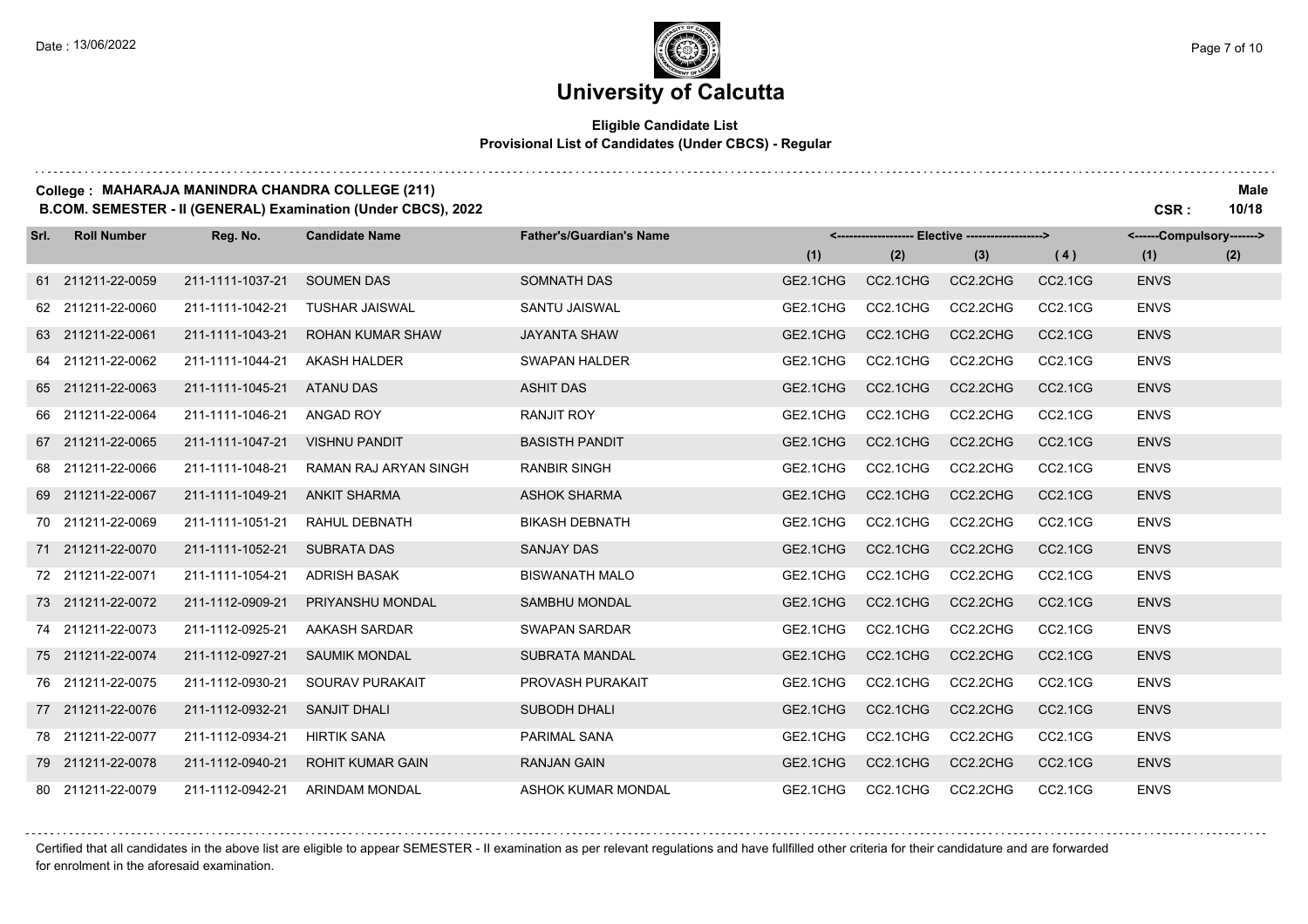# University of Calcutta

## Eligible Candidate List
### Provisional List of Candidates (Under CBCS) - Regular

**College : MAHARAJA MANINDRA CHANDRA COLLEGE (211)** **Male**
**B.COM. SEMESTER - II (GENERAL) Examination (Under CBCS), 2022** **CSR : 10/18**

| Srl. | Roll Number | Reg. No. | Candidate Name | Father's/Guardian's Name | Elective (1) | Elective (2) | Elective (3) | Elective (4) | Compulsory (1) | Compulsory (2) |
|---|---|---|---|---|---|---|---|---|---|---|
| 61 | 211211-22-0059 | 211-1111-1037-21 | SOUMEN DAS | SOMNATH DAS | GE2.1CHG | CC2.1CHG | CC2.2CHG | CC2.1CG | ENVS | |
| 62 | 211211-22-0060 | 211-1111-1042-21 | TUSHAR JAISWAL | SANTU JAISWAL | GE2.1CHG | CC2.1CHG | CC2.2CHG | CC2.1CG | ENVS | |
| 63 | 211211-22-0061 | 211-1111-1043-21 | ROHAN KUMAR SHAW | JAYANTA SHAW | GE2.1CHG | CC2.1CHG | CC2.2CHG | CC2.1CG | ENVS | |
| 64 | 211211-22-0062 | 211-1111-1044-21 | AKASH HALDER | SWAPAN HALDER | GE2.1CHG | CC2.1CHG | CC2.2CHG | CC2.1CG | ENVS | |
| 65 | 211211-22-0063 | 211-1111-1045-21 | ATANU DAS | ASHIT DAS | GE2.1CHG | CC2.1CHG | CC2.2CHG | CC2.1CG | ENVS | |
| 66 | 211211-22-0064 | 211-1111-1046-21 | ANGAD ROY | RANJIT ROY | GE2.1CHG | CC2.1CHG | CC2.2CHG | CC2.1CG | ENVS | |
| 67 | 211211-22-0065 | 211-1111-1047-21 | VISHNU PANDIT | BASISTH PANDIT | GE2.1CHG | CC2.1CHG | CC2.2CHG | CC2.1CG | ENVS | |
| 68 | 211211-22-0066 | 211-1111-1048-21 | RAMAN RAJ ARYAN SINGH | RANBIR SINGH | GE2.1CHG | CC2.1CHG | CC2.2CHG | CC2.1CG | ENVS | |
| 69 | 211211-22-0067 | 211-1111-1049-21 | ANKIT SHARMA | ASHOK SHARMA | GE2.1CHG | CC2.1CHG | CC2.2CHG | CC2.1CG | ENVS | |
| 70 | 211211-22-0069 | 211-1111-1051-21 | RAHUL DEBNATH | BIKASH DEBNATH | GE2.1CHG | CC2.1CHG | CC2.2CHG | CC2.1CG | ENVS | |
| 71 | 211211-22-0070 | 211-1111-1052-21 | SUBRATA DAS | SANJAY DAS | GE2.1CHG | CC2.1CHG | CC2.2CHG | CC2.1CG | ENVS | |
| 72 | 211211-22-0071 | 211-1111-1054-21 | ADRISH BASAK | BISWANATH MALO | GE2.1CHG | CC2.1CHG | CC2.2CHG | CC2.1CG | ENVS | |
| 73 | 211211-22-0072 | 211-1112-0909-21 | PRIYANSHU MONDAL | SAMBHU MONDAL | GE2.1CHG | CC2.1CHG | CC2.2CHG | CC2.1CG | ENVS | |
| 74 | 211211-22-0073 | 211-1112-0925-21 | AAKASH SARDAR | SWAPAN SARDAR | GE2.1CHG | CC2.1CHG | CC2.2CHG | CC2.1CG | ENVS | |
| 75 | 211211-22-0074 | 211-1112-0927-21 | SAUMIK MONDAL | SUBRATA MANDAL | GE2.1CHG | CC2.1CHG | CC2.2CHG | CC2.1CG | ENVS | |
| 76 | 211211-22-0075 | 211-1112-0930-21 | SOURAV PURAKAIT | PROVASH PURAKAIT | GE2.1CHG | CC2.1CHG | CC2.2CHG | CC2.1CG | ENVS | |
| 77 | 211211-22-0076 | 211-1112-0932-21 | SANJIT DHALI | SUBODH DHALI | GE2.1CHG | CC2.1CHG | CC2.2CHG | CC2.1CG | ENVS | |
| 78 | 211211-22-0077 | 211-1112-0934-21 | HIRTIK SANA | PARIMAL SANA | GE2.1CHG | CC2.1CHG | CC2.2CHG | CC2.1CG | ENVS | |
| 79 | 211211-22-0078 | 211-1112-0940-21 | ROHIT KUMAR GAIN | RANJAN GAIN | GE2.1CHG | CC2.1CHG | CC2.2CHG | CC2.1CG | ENVS | |
| 80 | 211211-22-0079 | 211-1112-0942-21 | ARINDAM MONDAL | ASHOK KUMAR MONDAL | GE2.1CHG | CC2.1CHG | CC2.2CHG | CC2.1CG | ENVS | |

Certified that all candidates in the above list are eligible to appear SEMESTER - II examination as per relevant regulations and have fullfilled other criteria for their candidature and are forwarded for enrolment in the aforesaid examination.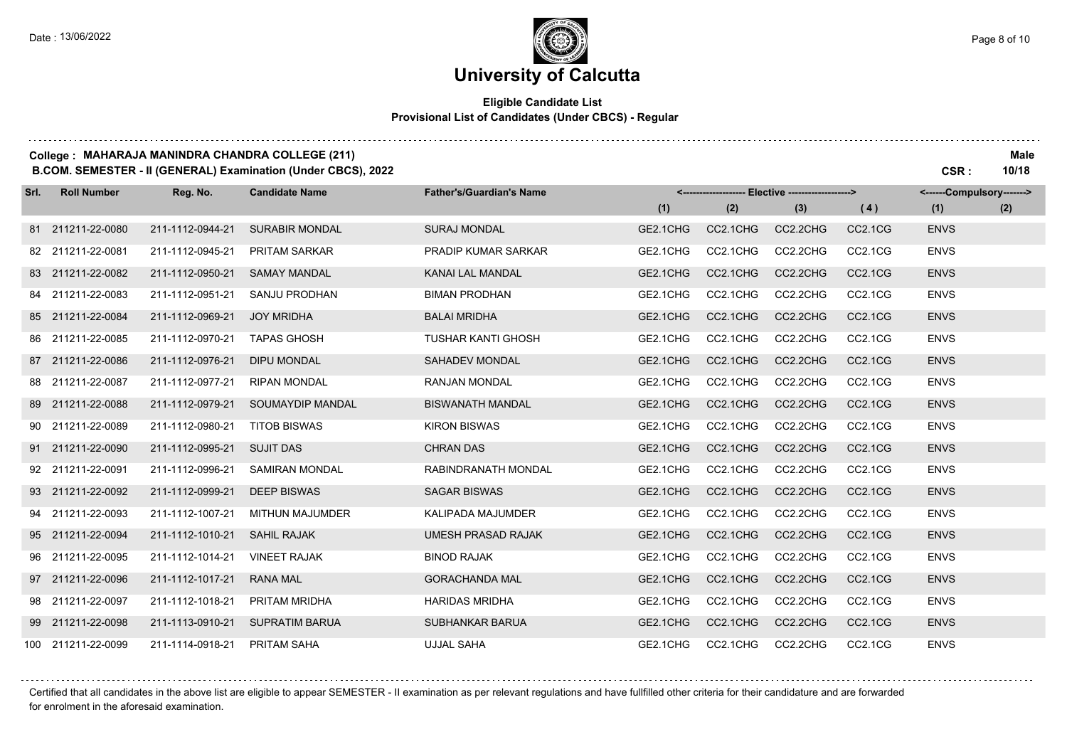# University of Calcutta

**Eligible Candidate List**
**Provisional List of Candidates (Under CBCS) - Regular**

**College : MAHARAJA MANINDRA CHANDRA COLLEGE (211)** — **Male**

**B.COM. SEMESTER - II (GENERAL) Examination (Under CBCS), 2022** — **CSR : 10/18**

| Srl. | Roll Number | Reg. No. | Candidate Name | Father's/Guardian's Name | Elective (1) | Elective (2) | Elective (3) | Elective (4) | Compulsory (1) | Compulsory (2) |
|---|---|---|---|---|---|---|---|---|---|---|
| 81 | 211211-22-0080 | 211-1112-0944-21 | SURABIR MONDAL | SURAJ MONDAL | GE2.1CHG | CC2.1CHG | CC2.2CHG | CC2.1CG | ENVS | |
| 82 | 211211-22-0081 | 211-1112-0945-21 | PRITAM SARKAR | PRADIP KUMAR SARKAR | GE2.1CHG | CC2.1CHG | CC2.2CHG | CC2.1CG | ENVS | |
| 83 | 211211-22-0082 | 211-1112-0950-21 | SAMAY MANDAL | KANAI LAL MANDAL | GE2.1CHG | CC2.1CHG | CC2.2CHG | CC2.1CG | ENVS | |
| 84 | 211211-22-0083 | 211-1112-0951-21 | SANJU PRODHAN | BIMAN PRODHAN | GE2.1CHG | CC2.1CHG | CC2.2CHG | CC2.1CG | ENVS | |
| 85 | 211211-22-0084 | 211-1112-0969-21 | JOY MRIDHA | BALAI MRIDHA | GE2.1CHG | CC2.1CHG | CC2.2CHG | CC2.1CG | ENVS | |
| 86 | 211211-22-0085 | 211-1112-0970-21 | TAPAS GHOSH | TUSHAR KANTI GHOSH | GE2.1CHG | CC2.1CHG | CC2.2CHG | CC2.1CG | ENVS | |
| 87 | 211211-22-0086 | 211-1112-0976-21 | DIPU MONDAL | SAHADEV MONDAL | GE2.1CHG | CC2.1CHG | CC2.2CHG | CC2.1CG | ENVS | |
| 88 | 211211-22-0087 | 211-1112-0977-21 | RIPAN MONDAL | RANJAN MONDAL | GE2.1CHG | CC2.1CHG | CC2.2CHG | CC2.1CG | ENVS | |
| 89 | 211211-22-0088 | 211-1112-0979-21 | SOUMAYDIP MANDAL | BISWANATH MANDAL | GE2.1CHG | CC2.1CHG | CC2.2CHG | CC2.1CG | ENVS | |
| 90 | 211211-22-0089 | 211-1112-0980-21 | TITOB BISWAS | KIRON BISWAS | GE2.1CHG | CC2.1CHG | CC2.2CHG | CC2.1CG | ENVS | |
| 91 | 211211-22-0090 | 211-1112-0995-21 | SUJIT DAS | CHRAN DAS | GE2.1CHG | CC2.1CHG | CC2.2CHG | CC2.1CG | ENVS | |
| 92 | 211211-22-0091 | 211-1112-0996-21 | SAMIRAN MONDAL | RABINDRANATH MONDAL | GE2.1CHG | CC2.1CHG | CC2.2CHG | CC2.1CG | ENVS | |
| 93 | 211211-22-0092 | 211-1112-0999-21 | DEEP BISWAS | SAGAR BISWAS | GE2.1CHG | CC2.1CHG | CC2.2CHG | CC2.1CG | ENVS | |
| 94 | 211211-22-0093 | 211-1112-1007-21 | MITHUN MAJUMDER | KALIPADA MAJUMDER | GE2.1CHG | CC2.1CHG | CC2.2CHG | CC2.1CG | ENVS | |
| 95 | 211211-22-0094 | 211-1112-1010-21 | SAHIL RAJAK | UMESH PRASAD RAJAK | GE2.1CHG | CC2.1CHG | CC2.2CHG | CC2.1CG | ENVS | |
| 96 | 211211-22-0095 | 211-1112-1014-21 | VINEET RAJAK | BINOD RAJAK | GE2.1CHG | CC2.1CHG | CC2.2CHG | CC2.1CG | ENVS | |
| 97 | 211211-22-0096 | 211-1112-1017-21 | RANA MAL | GORACHANDA MAL | GE2.1CHG | CC2.1CHG | CC2.2CHG | CC2.1CG | ENVS | |
| 98 | 211211-22-0097 | 211-1112-1018-21 | PRITAM MRIDHA | HARIDAS MRIDHA | GE2.1CHG | CC2.1CHG | CC2.2CHG | CC2.1CG | ENVS | |
| 99 | 211211-22-0098 | 211-1113-0910-21 | SUPRATIM BARUA | SUBHANKAR BARUA | GE2.1CHG | CC2.1CHG | CC2.2CHG | CC2.1CG | ENVS | |
| 100 | 211211-22-0099 | 211-1114-0918-21 | PRITAM SAHA | UJJAL SAHA | GE2.1CHG | CC2.1CHG | CC2.2CHG | CC2.1CG | ENVS | |

Certified that all candidates in the above list are eligible to appear SEMESTER - II examination as per relevant regulations and have fullfilled other criteria for their candidature and are forwarded for enrolment in the aforesaid examination.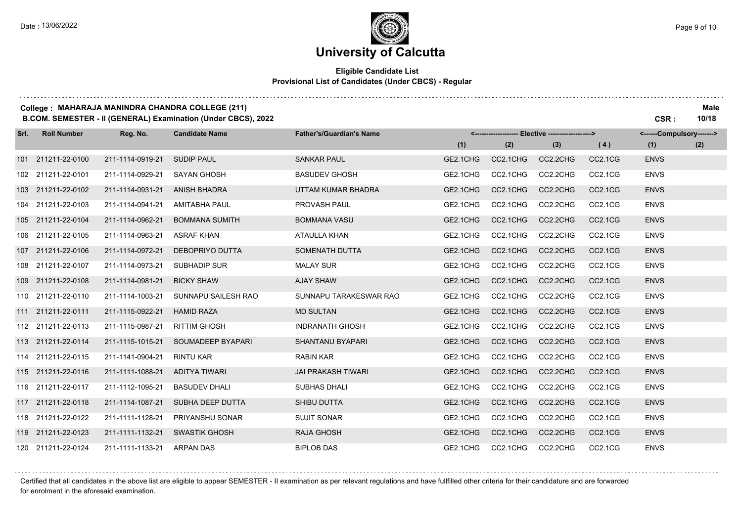# University of Calcutta

**Eligible Candidate List**
**Provisional List of Candidates (Under CBCS) - Regular**

**College : MAHARAJA MANINDRA CHANDRA COLLEGE (211)** **Male**
**B.COM. SEMESTER - II (GENERAL) Examination (Under CBCS), 2022** **CSR : 10/18**

| Srl. | Roll Number | Reg. No. | Candidate Name | Father's/Guardian's Name | Elective (1) | Elective (2) | Elective (3) | Elective (4) | Compulsory (1) | Compulsory (2) |
|---|---|---|---|---|---|---|---|---|---|---|
| 101 | 211211-22-0100 | 211-1114-0919-21 | SUDIP PAUL | SANKAR PAUL | GE2.1CHG | CC2.1CHG | CC2.2CHG | CC2.1CG | ENVS | |
| 102 | 211211-22-0101 | 211-1114-0929-21 | SAYAN GHOSH | BASUDEV GHOSH | GE2.1CHG | CC2.1CHG | CC2.2CHG | CC2.1CG | ENVS | |
| 103 | 211211-22-0102 | 211-1114-0931-21 | ANISH BHADRA | UTTAM KUMAR BHADRA | GE2.1CHG | CC2.1CHG | CC2.2CHG | CC2.1CG | ENVS | |
| 104 | 211211-22-0103 | 211-1114-0941-21 | AMITABHA PAUL | PROVASH PAUL | GE2.1CHG | CC2.1CHG | CC2.2CHG | CC2.1CG | ENVS | |
| 105 | 211211-22-0104 | 211-1114-0962-21 | BOMMANA SUMITH | BOMMANA VASU | GE2.1CHG | CC2.1CHG | CC2.2CHG | CC2.1CG | ENVS | |
| 106 | 211211-22-0105 | 211-1114-0963-21 | ASRAF KHAN | ATAULLA KHAN | GE2.1CHG | CC2.1CHG | CC2.2CHG | CC2.1CG | ENVS | |
| 107 | 211211-22-0106 | 211-1114-0972-21 | DEBOPRIYO DUTTA | SOMENATH DUTTA | GE2.1CHG | CC2.1CHG | CC2.2CHG | CC2.1CG | ENVS | |
| 108 | 211211-22-0107 | 211-1114-0973-21 | SUBHADIP SUR | MALAY SUR | GE2.1CHG | CC2.1CHG | CC2.2CHG | CC2.1CG | ENVS | |
| 109 | 211211-22-0108 | 211-1114-0981-21 | BICKY SHAW | AJAY SHAW | GE2.1CHG | CC2.1CHG | CC2.2CHG | CC2.1CG | ENVS | |
| 110 | 211211-22-0110 | 211-1114-1003-21 | SUNNAPU SAILESH RAO | SUNNAPU TARAKESWAR RAO | GE2.1CHG | CC2.1CHG | CC2.2CHG | CC2.1CG | ENVS | |
| 111 | 211211-22-0111 | 211-1115-0922-21 | HAMID RAZA | MD SULTAN | GE2.1CHG | CC2.1CHG | CC2.2CHG | CC2.1CG | ENVS | |
| 112 | 211211-22-0113 | 211-1115-0987-21 | RITTIM GHOSH | INDRANATH GHOSH | GE2.1CHG | CC2.1CHG | CC2.2CHG | CC2.1CG | ENVS | |
| 113 | 211211-22-0114 | 211-1115-1015-21 | SOUMADEEP BYAPARI | SHANTANU BYAPARI | GE2.1CHG | CC2.1CHG | CC2.2CHG | CC2.1CG | ENVS | |
| 114 | 211211-22-0115 | 211-1141-0904-21 | RINTU KAR | RABIN KAR | GE2.1CHG | CC2.1CHG | CC2.2CHG | CC2.1CG | ENVS | |
| 115 | 211211-22-0116 | 211-1111-1088-21 | ADITYA TIWARI | JAI PRAKASH TIWARI | GE2.1CHG | CC2.1CHG | CC2.2CHG | CC2.1CG | ENVS | |
| 116 | 211211-22-0117 | 211-1112-1095-21 | BASUDEV DHALI | SUBHAS DHALI | GE2.1CHG | CC2.1CHG | CC2.2CHG | CC2.1CG | ENVS | |
| 117 | 211211-22-0118 | 211-1114-1087-21 | SUBHA DEEP DUTTA | SHIBU DUTTA | GE2.1CHG | CC2.1CHG | CC2.2CHG | CC2.1CG | ENVS | |
| 118 | 211211-22-0122 | 211-1111-1128-21 | PRIYANSHU SONAR | SUJIT SONAR | GE2.1CHG | CC2.1CHG | CC2.2CHG | CC2.1CG | ENVS | |
| 119 | 211211-22-0123 | 211-1111-1132-21 | SWASTIK GHOSH | RAJA GHOSH | GE2.1CHG | CC2.1CHG | CC2.2CHG | CC2.1CG | ENVS | |
| 120 | 211211-22-0124 | 211-1111-1133-21 | ARPAN DAS | BIPLOB DAS | GE2.1CHG | CC2.1CHG | CC2.2CHG | CC2.1CG | ENVS | |

Certified that all candidates in the above list are eligible to appear SEMESTER - II examination as per relevant regulations and have fullfilled other criteria for their candidature and are forwarded for enrolment in the aforesaid examination.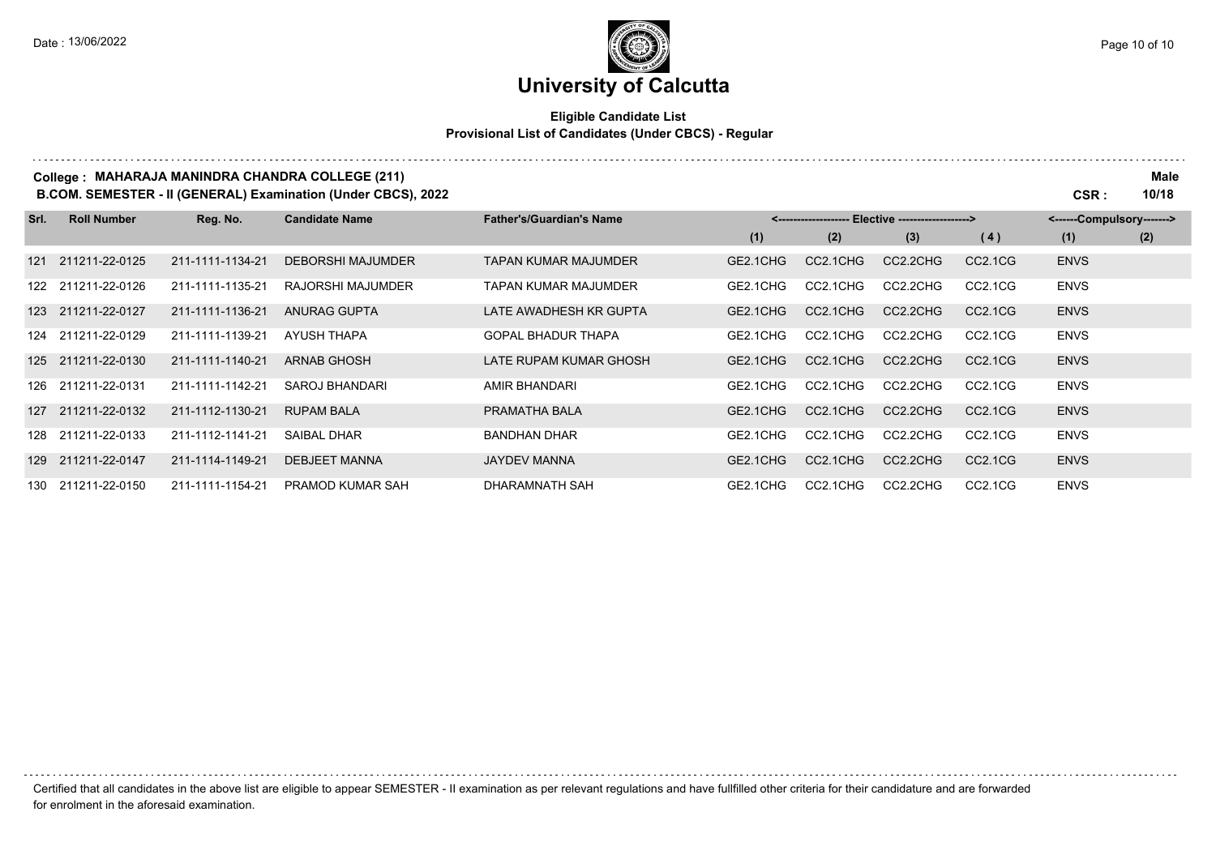# University of Calcutta

**Eligible Candidate List**
**Provisional List of Candidates (Under CBCS) - Regular**

**College : MAHARAJA MANINDRA CHANDRA COLLEGE (211)**
**B.COM. SEMESTER - II (GENERAL) Examination (Under CBCS), 2022**

**Male**
**CSR : 10/18**

| Srl. | Roll Number | Reg. No. | Candidate Name | Father's/Guardian's Name | Elective (1) | Elective (2) | Elective (3) | Elective (4) | Compulsory (1) | Compulsory (2) |
|---|---|---|---|---|---|---|---|---|---|---|
| 121 | 211211-22-0125 | 211-1111-1134-21 | DEBORSHI MAJUMDER | TAPAN KUMAR MAJUMDER | GE2.1CHG | CC2.1CHG | CC2.2CHG | CC2.1CG | ENVS | |
| 122 | 211211-22-0126 | 211-1111-1135-21 | RAJORSHI MAJUMDER | TAPAN KUMAR MAJUMDER | GE2.1CHG | CC2.1CHG | CC2.2CHG | CC2.1CG | ENVS | |
| 123 | 211211-22-0127 | 211-1111-1136-21 | ANURAG GUPTA | LATE AWADHESH KR GUPTA | GE2.1CHG | CC2.1CHG | CC2.2CHG | CC2.1CG | ENVS | |
| 124 | 211211-22-0129 | 211-1111-1139-21 | AYUSH THAPA | GOPAL BHADUR THAPA | GE2.1CHG | CC2.1CHG | CC2.2CHG | CC2.1CG | ENVS | |
| 125 | 211211-22-0130 | 211-1111-1140-21 | ARNAB GHOSH | LATE RUPAM KUMAR GHOSH | GE2.1CHG | CC2.1CHG | CC2.2CHG | CC2.1CG | ENVS | |
| 126 | 211211-22-0131 | 211-1111-1142-21 | SAROJ BHANDARI | AMIR BHANDARI | GE2.1CHG | CC2.1CHG | CC2.2CHG | CC2.1CG | ENVS | |
| 127 | 211211-22-0132 | 211-1112-1130-21 | RUPAM BALA | PRAMATHA BALA | GE2.1CHG | CC2.1CHG | CC2.2CHG | CC2.1CG | ENVS | |
| 128 | 211211-22-0133 | 211-1112-1141-21 | SAIBAL DHAR | BANDHAN DHAR | GE2.1CHG | CC2.1CHG | CC2.2CHG | CC2.1CG | ENVS | |
| 129 | 211211-22-0147 | 211-1114-1149-21 | DEBJEET MANNA | JAYDEV MANNA | GE2.1CHG | CC2.1CHG | CC2.2CHG | CC2.1CG | ENVS | |
| 130 | 211211-22-0150 | 211-1111-1154-21 | PRAMOD KUMAR SAH | DHARAMNATH SAH | GE2.1CHG | CC2.1CHG | CC2.2CHG | CC2.1CG | ENVS | |

Certified that all candidates in the above list are eligible to appear SEMESTER - II examination as per relevant regulations and have fullfilled other criteria for their candidature and are forwarded for enrolment in the aforesaid examination.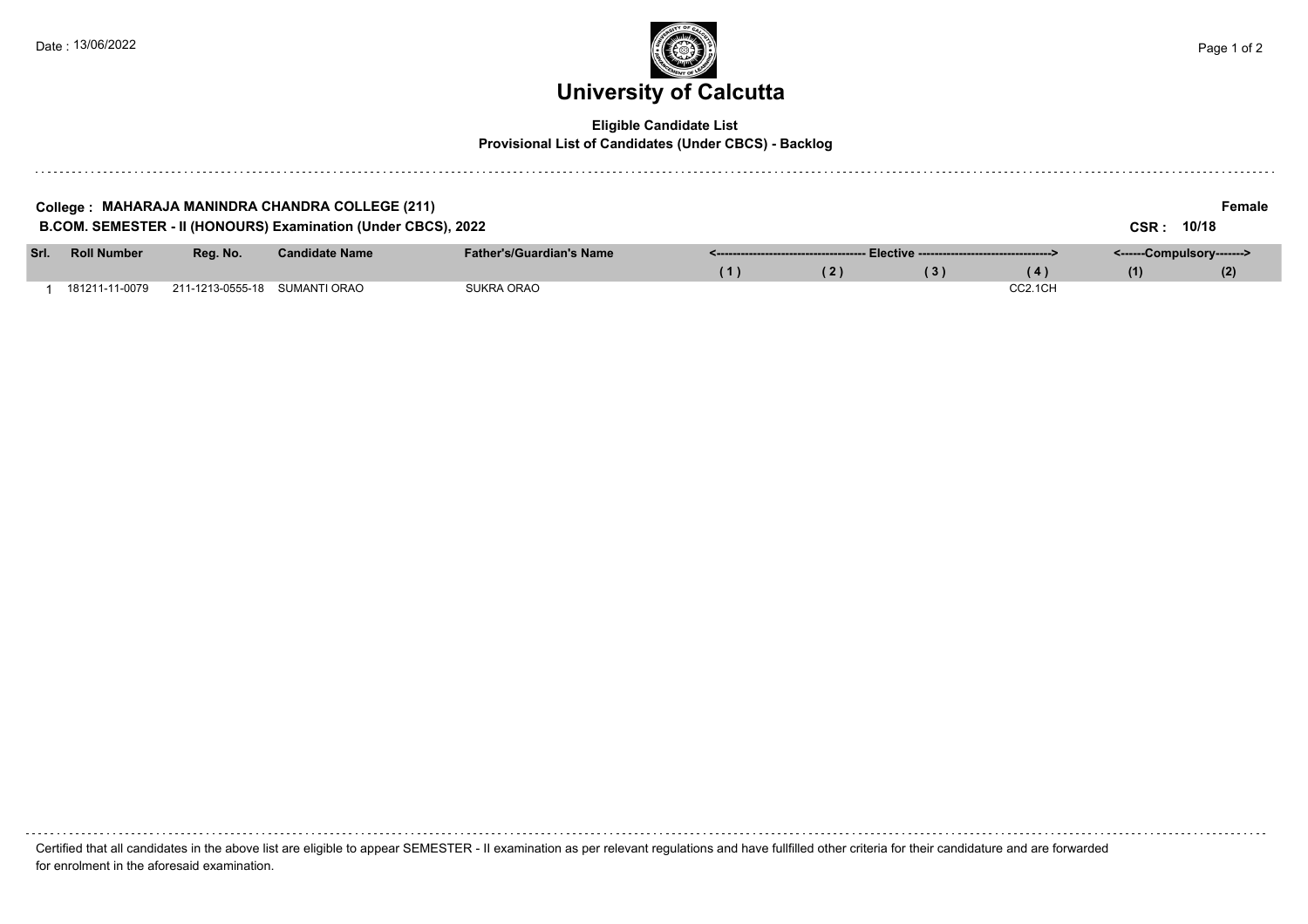# University of Calcutta

**Eligible Candidate List**
**Provisional List of Candidates (Under CBCS) - Backlog**

**College : MAHARAJA MANINDRA CHANDRA COLLEGE (211)** **Female**

**B.COM. SEMESTER - II (HONOURS) Examination (Under CBCS), 2022** **CSR : 10/18**

| Srl. | Roll Number | Reg. No. | Candidate Name | Father's/Guardian's Name | Elective (1) | Elective (2) | Elective (3) | Elective (4) | Compulsory (1) | Compulsory (2) |
|---|---|---|---|---|---|---|---|---|---|---|
| 1 | 181211-11-0079 | 211-1213-0555-18 | SUMANTI ORAO | SUKRA ORAO | | | | CC2.1CH | | |

Certified that all candidates in the above list are eligible to appear SEMESTER - II examination as per relevant regulations and have fullfilled other criteria for their candidature and are forwarded for enrolment in the aforesaid examination.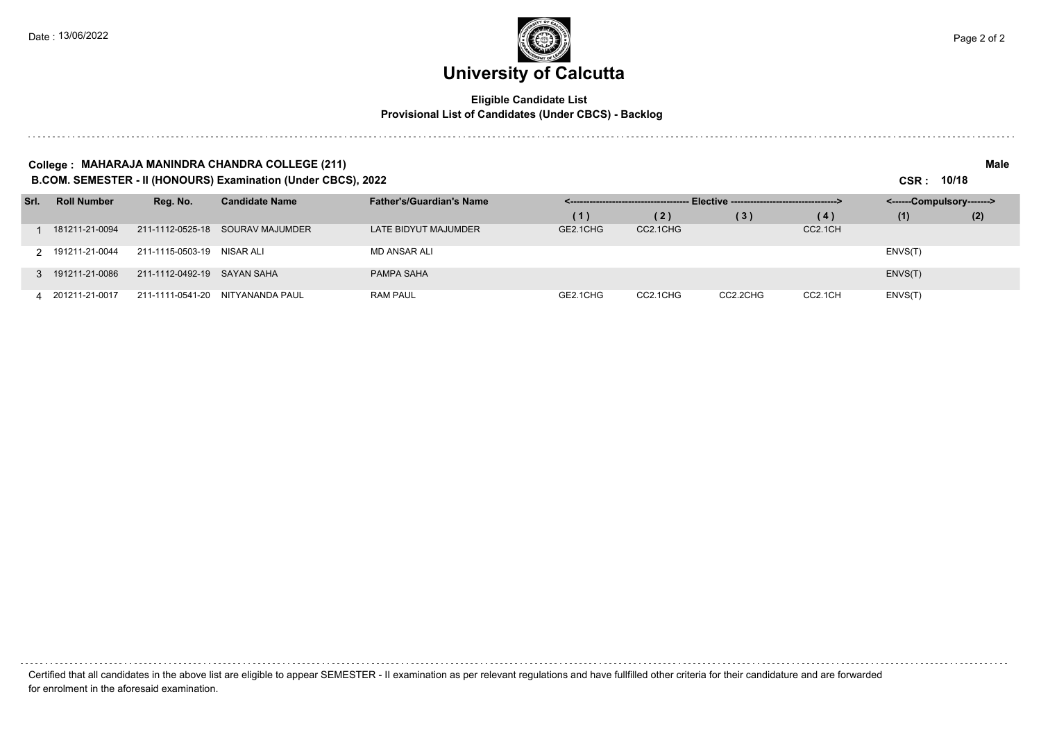# University of Calcutta

**Eligible Candidate List**
**Provisional List of Candidates (Under CBCS) - Backlog**

**College : MAHARAJA MANINDRA CHANDRA COLLEGE (211)** **Male**

**B.COM. SEMESTER - II (HONOURS) Examination (Under CBCS), 2022** **CSR : 10/18**

| Srl. | Roll Number | Reg. No. | Candidate Name | Father's/Guardian's Name | Elective (1) | Elective (2) | Elective (3) | Elective (4) | Compulsory (1) | Compulsory (2) |
|---|---|---|---|---|---|---|---|---|---|---|
| 1 | 181211-21-0094 | 211-1112-0525-18 | SOURAV MAJUMDER | LATE BIDYUT MAJUMDER | GE2.1CHG | CC2.1CHG | | CC2.1CH | | |
| 2 | 191211-21-0044 | 211-1115-0503-19 | NISAR ALI | MD ANSAR ALI | | | | | ENVS(T) | |
| 3 | 191211-21-0086 | 211-1112-0492-19 | SAYAN SAHA | PAMPA SAHA | | | | | ENVS(T) | |
| 4 | 201211-21-0017 | 211-1111-0541-20 | NITYANANDA PAUL | RAM PAUL | GE2.1CHG | CC2.1CHG | CC2.2CHG | CC2.1CH | ENVS(T) | |

Certified that all candidates in the above list are eligible to appear SEMESTER - II examination as per relevant regulations and have fullfilled other criteria for their candidature and are forwarded for enrolment in the aforesaid examination.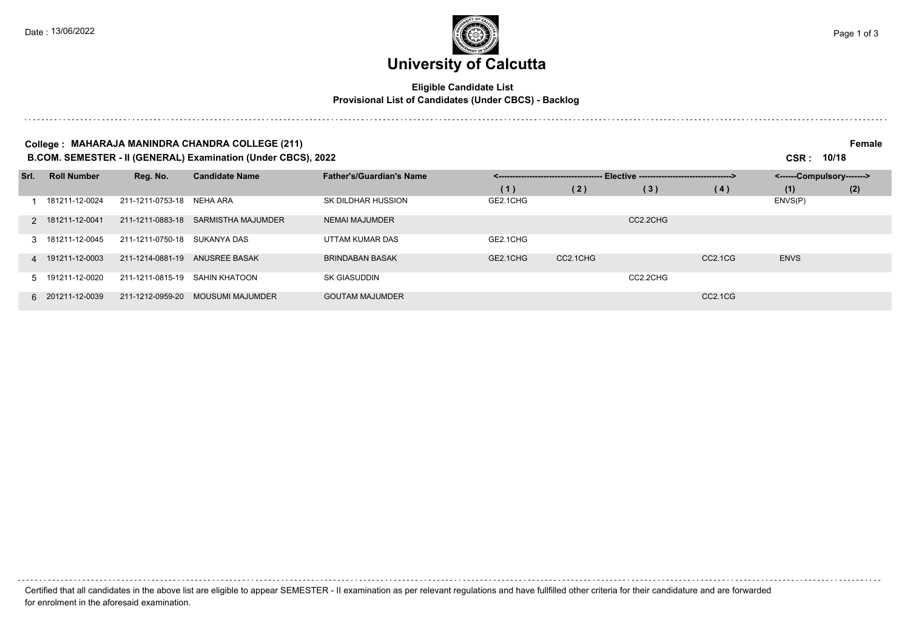# University of Calcutta

**Eligible Candidate List**
**Provisional List of Candidates (Under CBCS) - Backlog**

**College : MAHARAJA MANINDRA CHANDRA COLLEGE (211)** **Female**

**B.COM. SEMESTER - II (GENERAL) Examination (Under CBCS), 2022** **CSR : 10/18**

| Srl. | Roll Number | Reg. No. | Candidate Name | Father's/Guardian's Name | Elective (1) | Elective (2) | Elective (3) | Elective (4) | Compulsory (1) | Compulsory (2) |
|---|---|---|---|---|---|---|---|---|---|---|
| 1 | 181211-12-0024 | 211-1211-0753-18 | NEHA ARA | SK DILDHAR HUSSION | GE2.1CHG | | | | ENVS(P) | |
| 2 | 181211-12-0041 | 211-1211-0883-18 | SARMISTHA MAJUMDER | NEMAI MAJUMDER | | | CC2.2CHG | | | |
| 3 | 181211-12-0045 | 211-1211-0750-18 | SUKANYA DAS | UTTAM KUMAR DAS | GE2.1CHG | | | | | |
| 4 | 191211-12-0003 | 211-1214-0881-19 | ANUSREE BASAK | BRINDABAN BASAK | GE2.1CHG | CC2.1CHG | | CC2.1CG | ENVS | |
| 5 | 191211-12-0020 | 211-1211-0815-19 | SAHIN KHATOON | SK GIASUDDIN | | | CC2.2CHG | | | |
| 6 | 201211-12-0039 | 211-1212-0959-20 | MOUSUMI MAJUMDER | GOUTAM MAJUMDER | | | | CC2.1CG | | |

Certified that all candidates in the above list are eligible to appear SEMESTER - II examination as per relevant regulations and have fullfilled other criteria for their candidature and are forwarded for enrolment in the aforesaid examination.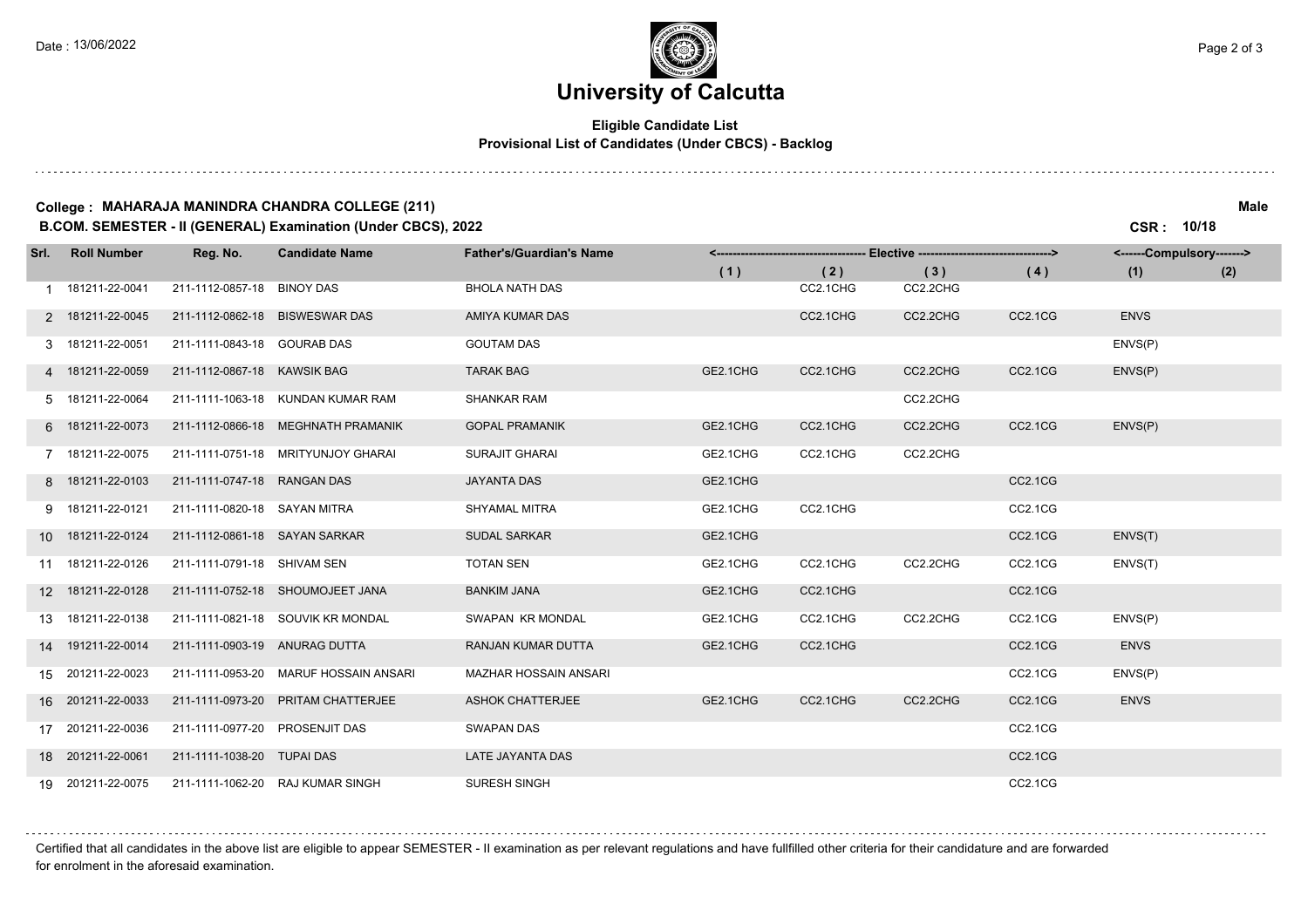# University of Calcutta

**Eligible Candidate List**
**Provisional List of Candidates (Under CBCS) - Backlog**

**College : MAHARAJA MANINDRA CHANDRA COLLEGE (211)** — **Male**

**B.COM. SEMESTER - II (GENERAL) Examination (Under CBCS), 2022** — **CSR : 10/18**

| Srl. | Roll Number | Reg. No. | Candidate Name | Father's/Guardian's Name | Elective (1) | Elective (2) | Elective (3) | Elective (4) | Compulsory (1) | Compulsory (2) |
|---|---|---|---|---|---|---|---|---|---|---|
| 1 | 181211-22-0041 | 211-1112-0857-18 | BINOY DAS | BHOLA NATH DAS | | CC2.1CHG | CC2.2CHG | | | |
| 2 | 181211-22-0045 | 211-1112-0862-18 | BISWESWAR DAS | AMIYA KUMAR DAS | | CC2.1CHG | CC2.2CHG | CC2.1CG | ENVS | |
| 3 | 181211-22-0051 | 211-1111-0843-18 | GOURAB DAS | GOUTAM DAS | | | | | ENVS(P) | |
| 4 | 181211-22-0059 | 211-1112-0867-18 | KAWSIK BAG | TARAK BAG | GE2.1CHG | CC2.1CHG | CC2.2CHG | CC2.1CG | ENVS(P) | |
| 5 | 181211-22-0064 | 211-1111-1063-18 | KUNDAN KUMAR RAM | SHANKAR RAM | | | CC2.2CHG | | | |
| 6 | 181211-22-0073 | 211-1112-0866-18 | MEGHNATH PRAMANIK | GOPAL PRAMANIK | GE2.1CHG | CC2.1CHG | CC2.2CHG | CC2.1CG | ENVS(P) | |
| 7 | 181211-22-0075 | 211-1111-0751-18 | MRITYUNJOY GHARAI | SURAJIT GHARAI | GE2.1CHG | CC2.1CHG | CC2.2CHG | | | |
| 8 | 181211-22-0103 | 211-1111-0747-18 | RANGAN DAS | JAYANTA DAS | GE2.1CHG | | | CC2.1CG | | |
| 9 | 181211-22-0121 | 211-1111-0820-18 | SAYAN MITRA | SHYAMAL MITRA | GE2.1CHG | CC2.1CHG | | CC2.1CG | | |
| 10 | 181211-22-0124 | 211-1112-0861-18 | SAYAN SARKAR | SUDAL SARKAR | GE2.1CHG | | | CC2.1CG | ENVS(T) | |
| 11 | 181211-22-0126 | 211-1111-0791-18 | SHIVAM SEN | TOTAN SEN | GE2.1CHG | CC2.1CHG | CC2.2CHG | CC2.1CG | ENVS(T) | |
| 12 | 181211-22-0128 | 211-1111-0752-18 | SHOUMOJEET JANA | BANKIM JANA | GE2.1CHG | CC2.1CHG | | CC2.1CG | | |
| 13 | 181211-22-0138 | 211-1111-0821-18 | SOUVIK KR MONDAL | SWAPAN KR MONDAL | GE2.1CHG | CC2.1CHG | CC2.2CHG | CC2.1CG | ENVS(P) | |
| 14 | 191211-22-0014 | 211-1111-0903-19 | ANURAG DUTTA | RANJAN KUMAR DUTTA | GE2.1CHG | CC2.1CHG | | CC2.1CG | ENVS | |
| 15 | 201211-22-0023 | 211-1111-0953-20 | MARUF HOSSAIN ANSARI | MAZHAR HOSSAIN ANSARI | | | | CC2.1CG | ENVS(P) | |
| 16 | 201211-22-0033 | 211-1111-0973-20 | PRITAM CHATTERJEE | ASHOK CHATTERJEE | GE2.1CHG | CC2.1CHG | CC2.2CHG | CC2.1CG | ENVS | |
| 17 | 201211-22-0036 | 211-1111-0977-20 | PROSENJIT DAS | SWAPAN DAS | | | | CC2.1CG | | |
| 18 | 201211-22-0061 | 211-1111-1038-20 | TUPAI DAS | LATE JAYANTA DAS | | | | CC2.1CG | | |
| 19 | 201211-22-0075 | 211-1111-1062-20 | RAJ KUMAR SINGH | SURESH SINGH | | | | CC2.1CG | | |

Certified that all candidates in the above list are eligible to appear SEMESTER - II examination as per relevant regulations and have fullfilled other criteria for their candidature and are forwarded for enrolment in the aforesaid examination.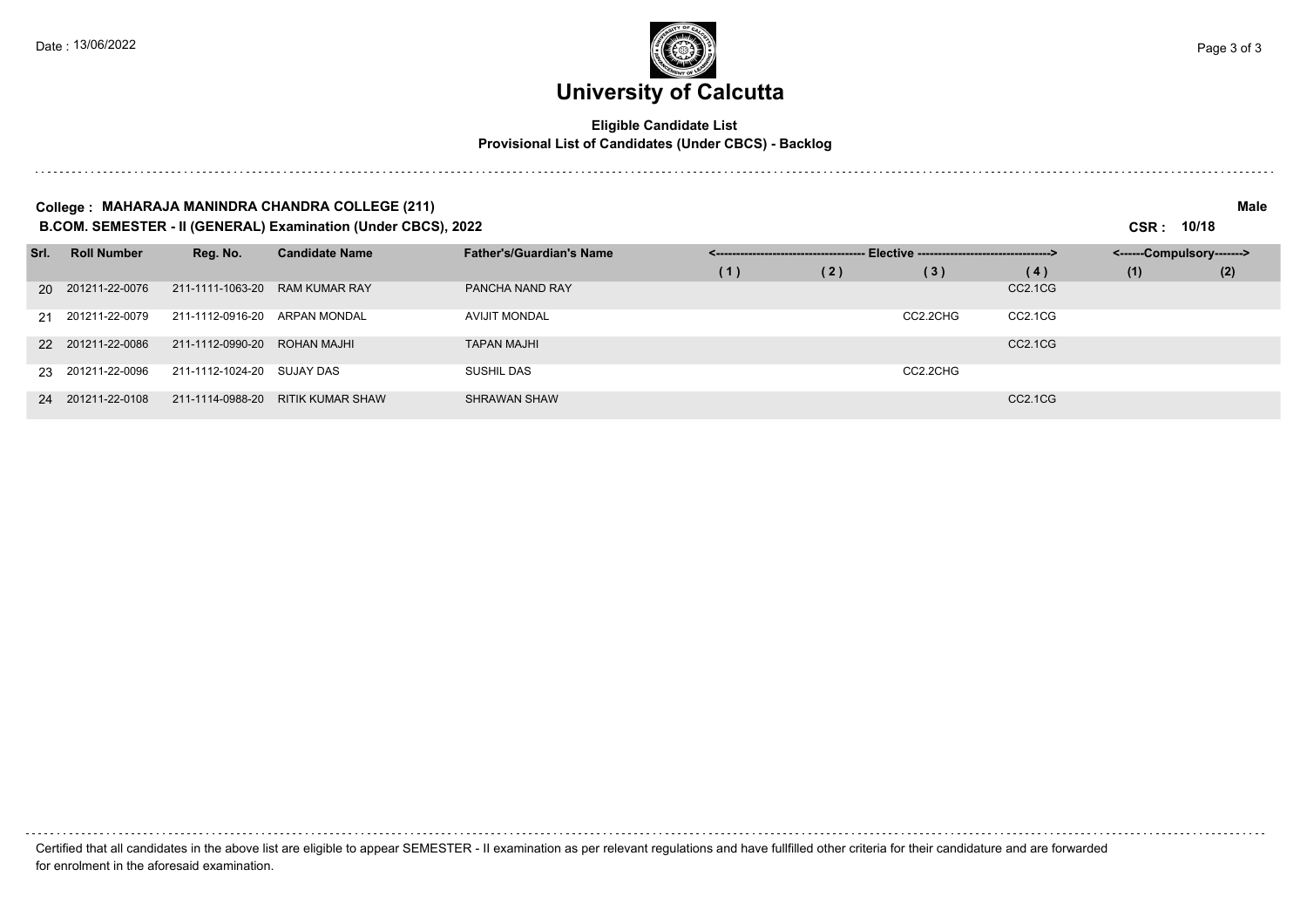# University of Calcutta

**Eligible Candidate List**
**Provisional List of Candidates (Under CBCS) - Backlog**

**College : MAHARAJA MANINDRA CHANDRA COLLEGE (211)** **Male**

**B.COM. SEMESTER - II (GENERAL) Examination (Under CBCS), 2022** **CSR : 10/18**

| Srl. | Roll Number | Reg. No. | Candidate Name | Father's/Guardian's Name | Elective | | | | Compulsory | |
|---|---|---|---|---|---|---|---|---|---|---|
| | | | | | (1) | (2) | (3) | (4) | (1) | (2) |
| 20 | 201211-22-0076 | 211-1111-1063-20 | RAM KUMAR RAY | PANCHA NAND RAY | | | | CC2.1CG | | |
| 21 | 201211-22-0079 | 211-1112-0916-20 | ARPAN MONDAL | AVIJIT MONDAL | | | CC2.2CHG | CC2.1CG | | |
| 22 | 201211-22-0086 | 211-1112-0990-20 | ROHAN MAJHI | TAPAN MAJHI | | | | CC2.1CG | | |
| 23 | 201211-22-0096 | 211-1112-1024-20 | SUJAY DAS | SUSHIL DAS | | | CC2.2CHG | | | |
| 24 | 201211-22-0108 | 211-1114-0988-20 | RITIK KUMAR SHAW | SHRAWAN SHAW | | | | CC2.1CG | | |

Certified that all candidates in the above list are eligible to appear SEMESTER - II examination as per relevant regulations and have fullfilled other criteria for their candidature and are forwarded for enrolment in the aforesaid examination.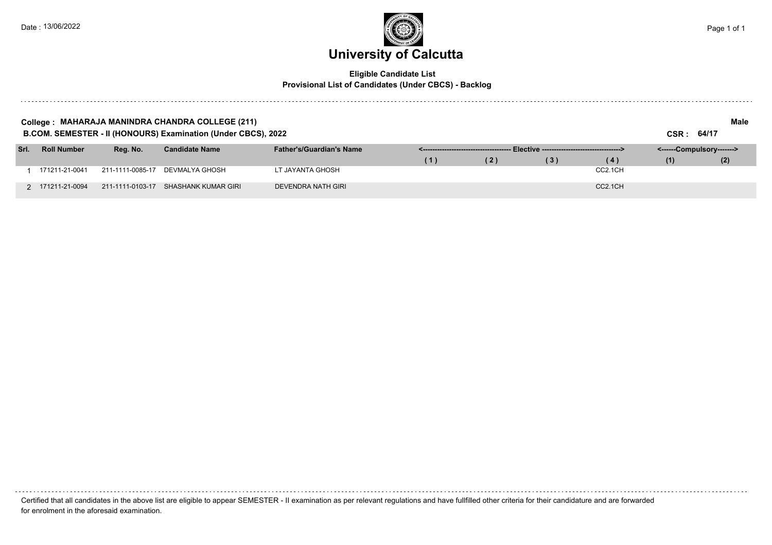# University of Calcutta

**Eligible Candidate List**
**Provisional List of Candidates (Under CBCS) - Backlog**

**College : MAHARAJA MANINDRA CHANDRA COLLEGE (211)** **Male**

**B.COM. SEMESTER - II (HONOURS) Examination (Under CBCS), 2022** **CSR : 64/17**

| Srl. | Roll Number | Reg. No. | Candidate Name | Father's/Guardian's Name | Elective | | | | Compulsory | |
|---|---|---|---|---|---|---|---|---|---|---|
| | | | | | (1) | (2) | (3) | (4) | (1) | (2) |
| 1 | 171211-21-0041 | 211-1111-0085-17 | DEVMALYA GHOSH | LT JAYANTA GHOSH | | | | CC2.1CH | | |
| 2 | 171211-21-0094 | 211-1111-0103-17 | SHASHANK KUMAR GIRI | DEVENDRA NATH GIRI | | | | CC2.1CH | | |

Certified that all candidates in the above list are eligible to appear SEMESTER - II examination as per relevant regulations and have fullfilled other criteria for their candidature and are forwarded for enrolment in the aforesaid examination.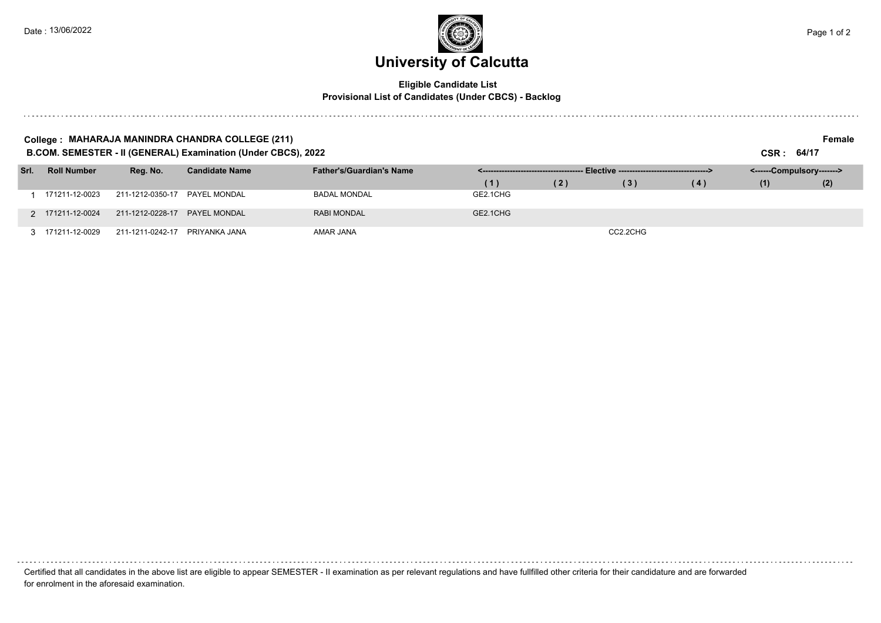# University of Calcutta

**Eligible Candidate List**
**Provisional List of Candidates (Under CBCS) - Backlog**

**College : MAHARAJA MANINDRA CHANDRA COLLEGE (211)** — **Female**

**B.COM. SEMESTER - II (GENERAL) Examination (Under CBCS), 2022** — **CSR : 64/17**

| Srl. | Roll Number | Reg. No. | Candidate Name | Father's/Guardian's Name | Elective | | | | Compulsory | |
|---|---|---|---|---|---|---|---|---|---|---|
| | | | | | (1) | (2) | (3) | (4) | (1) | (2) |
| 1 | 171211-12-0023 | 211-1212-0350-17 | PAYEL MONDAL | BADAL MONDAL | GE2.1CHG | | | | | |
| 2 | 171211-12-0024 | 211-1212-0228-17 | PAYEL MONDAL | RABI MONDAL | GE2.1CHG | | | | | |
| 3 | 171211-12-0029 | 211-1211-0242-17 | PRIYANKA JANA | AMAR JANA | | | CC2.2CHG | | | |

Certified that all candidates in the above list are eligible to appear SEMESTER - II examination as per relevant regulations and have fullfilled other criteria for their candidature and are forwarded for enrolment in the aforesaid examination.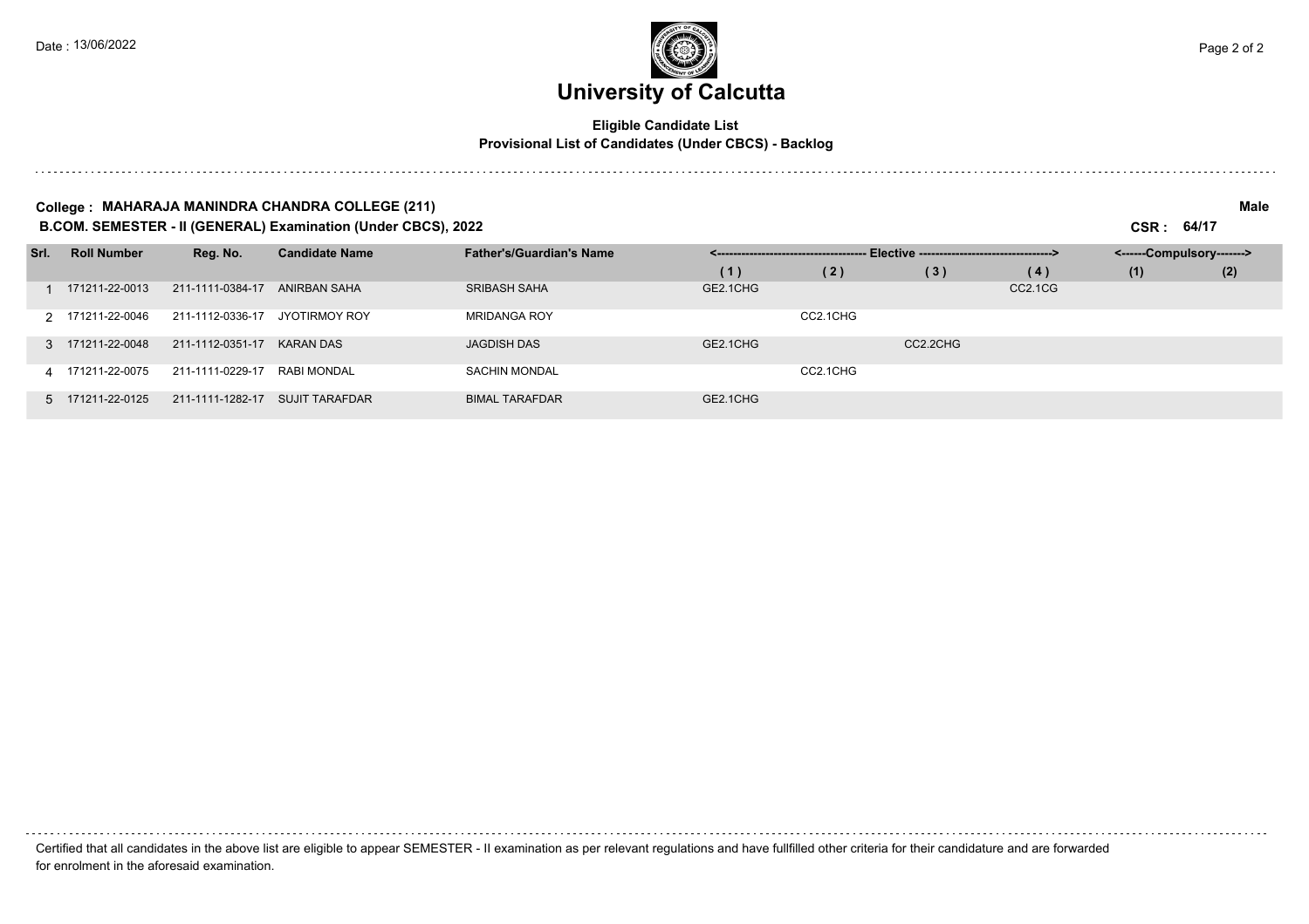# University of Calcutta

**Eligible Candidate List**
**Provisional List of Candidates (Under CBCS) - Backlog**

**College : MAHARAJA MANINDRA CHANDRA COLLEGE (211)** **Male**

**B.COM. SEMESTER - II (GENERAL) Examination (Under CBCS), 2022** **CSR : 64/17**

| Srl. | Roll Number | Reg. No. | Candidate Name | Father's/Guardian's Name | Elective | | | | Compulsory | |
|---|---|---|---|---|---|---|---|---|---|---|
| | | | | | (1) | (2) | (3) | (4) | (1) | (2) |
| 1 | 171211-22-0013 | 211-1111-0384-17 | ANIRBAN SAHA | SRIBASH SAHA | GE2.1CHG | | | CC2.1CG | | |
| 2 | 171211-22-0046 | 211-1112-0336-17 | JYOTIRMOY ROY | MRIDANGA ROY | | CC2.1CHG | | | | |
| 3 | 171211-22-0048 | 211-1112-0351-17 | KARAN DAS | JAGDISH DAS | GE2.1CHG | | CC2.2CHG | | | |
| 4 | 171211-22-0075 | 211-1111-0229-17 | RABI MONDAL | SACHIN MONDAL | | CC2.1CHG | | | | |
| 5 | 171211-22-0125 | 211-1111-1282-17 | SUJIT TARAFDAR | BIMAL TARAFDAR | GE2.1CHG | | | | | |

Certified that all candidates in the above list are eligible to appear SEMESTER - II examination as per relevant regulations and have fullfilled other criteria for their candidature and are forwarded for enrolment in the aforesaid examination.